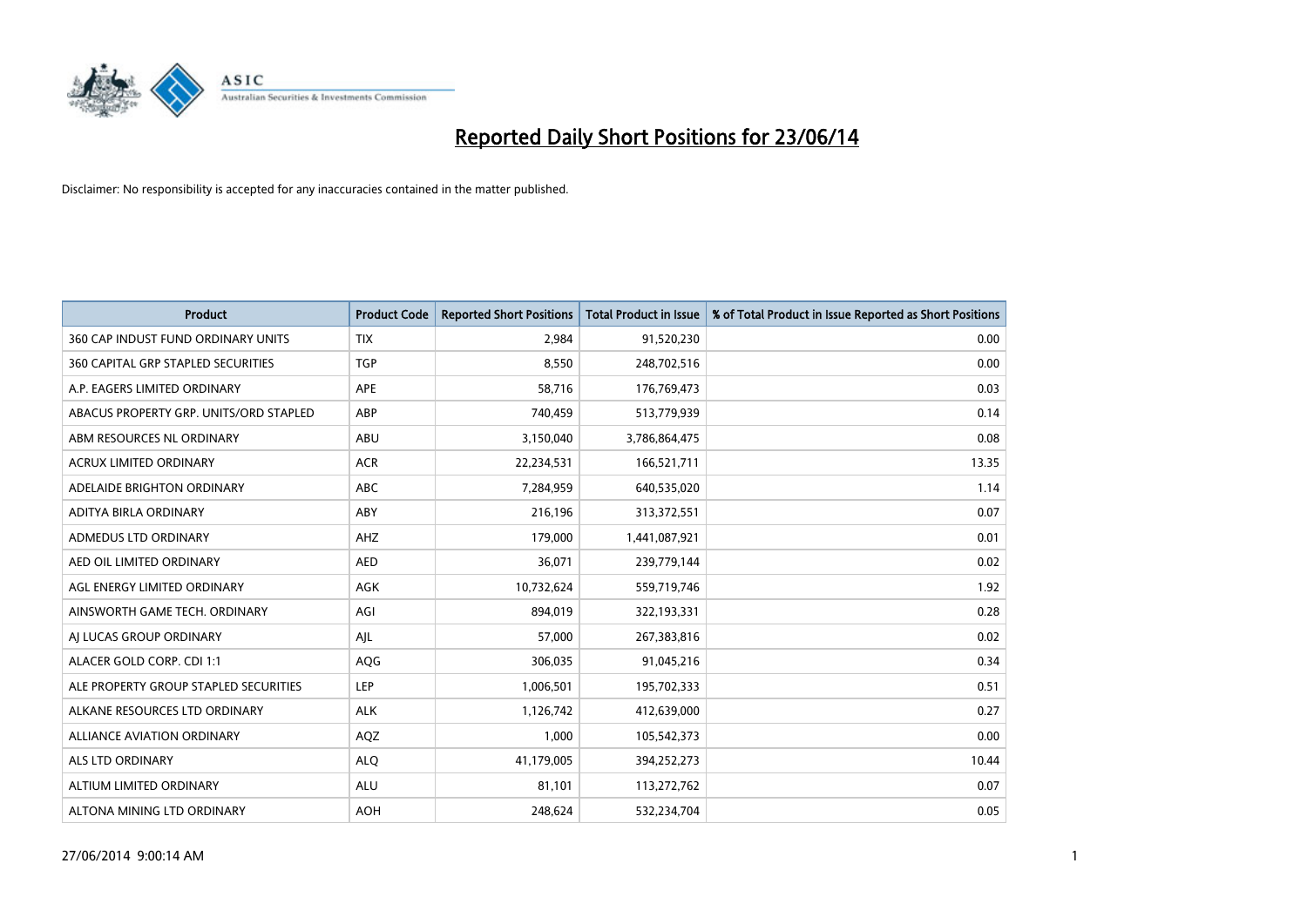# Reported Daily Short Positions for 23/06/14

Disclaimer: No responsibility is accepted for any inaccuracies contained in the matter published.

| Product | Product Code | Reported Short Positions | Total Product in Issue | % of Total Product in Issue Reported as Short Positions |
|---|---|---|---|---|
| 360 CAP INDUST FUND ORDINARY UNITS | TIX | 2,984 | 91,520,230 | 0.00 |
| 360 CAPITAL GRP STAPLED SECURITIES | TGP | 8,550 | 248,702,516 | 0.00 |
| A.P. EAGERS LIMITED ORDINARY | APE | 58,716 | 176,769,473 | 0.03 |
| ABACUS PROPERTY GRP. UNITS/ORD STAPLED | ABP | 740,459 | 513,779,939 | 0.14 |
| ABM RESOURCES NL ORDINARY | ABU | 3,150,040 | 3,786,864,475 | 0.08 |
| ACRUX LIMITED ORDINARY | ACR | 22,234,531 | 166,521,711 | 13.35 |
| ADELAIDE BRIGHTON ORDINARY | ABC | 7,284,959 | 640,535,020 | 1.14 |
| ADITYA BIRLA ORDINARY | ABY | 216,196 | 313,372,551 | 0.07 |
| ADMEDUS LTD ORDINARY | AHZ | 179,000 | 1,441,087,921 | 0.01 |
| AED OIL LIMITED ORDINARY | AED | 36,071 | 239,779,144 | 0.02 |
| AGL ENERGY LIMITED ORDINARY | AGK | 10,732,624 | 559,719,746 | 1.92 |
| AINSWORTH GAME TECH. ORDINARY | AGI | 894,019 | 322,193,331 | 0.28 |
| AJ LUCAS GROUP ORDINARY | AJL | 57,000 | 267,383,816 | 0.02 |
| ALACER GOLD CORP. CDI 1:1 | AQG | 306,035 | 91,045,216 | 0.34 |
| ALE PROPERTY GROUP STAPLED SECURITIES | LEP | 1,006,501 | 195,702,333 | 0.51 |
| ALKANE RESOURCES LTD ORDINARY | ALK | 1,126,742 | 412,639,000 | 0.27 |
| ALLIANCE AVIATION ORDINARY | AQZ | 1,000 | 105,542,373 | 0.00 |
| ALS LTD ORDINARY | ALQ | 41,179,005 | 394,252,273 | 10.44 |
| ALTIUM LIMITED ORDINARY | ALU | 81,101 | 113,272,762 | 0.07 |
| ALTONA MINING LTD ORDINARY | AOH | 248,624 | 532,234,704 | 0.05 |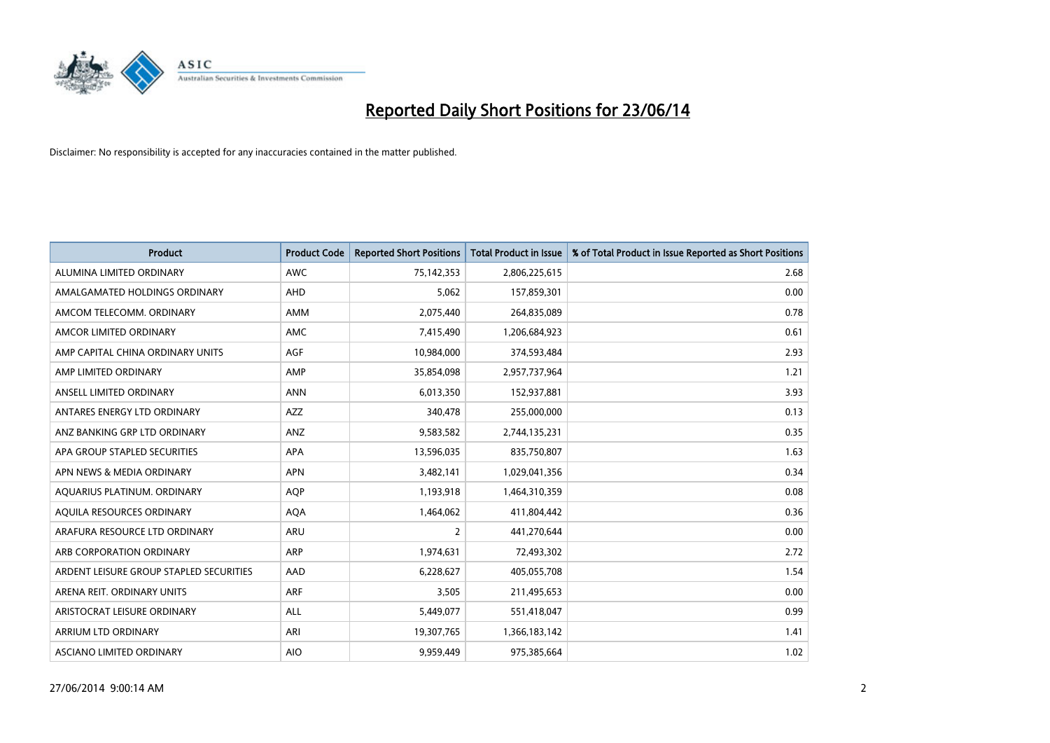# Reported Daily Short Positions for 23/06/14

Disclaimer: No responsibility is accepted for any inaccuracies contained in the matter published.

| Product | Product Code | Reported Short Positions | Total Product in Issue | % of Total Product in Issue Reported as Short Positions |
|---|---|---|---|---|
| ALUMINA LIMITED ORDINARY | AWC | 75,142,353 | 2,806,225,615 | 2.68 |
| AMALGAMATED HOLDINGS ORDINARY | AHD | 5,062 | 157,859,301 | 0.00 |
| AMCOM TELECOMM. ORDINARY | AMM | 2,075,440 | 264,835,089 | 0.78 |
| AMCOR LIMITED ORDINARY | AMC | 7,415,490 | 1,206,684,923 | 0.61 |
| AMP CAPITAL CHINA ORDINARY UNITS | AGF | 10,984,000 | 374,593,484 | 2.93 |
| AMP LIMITED ORDINARY | AMP | 35,854,098 | 2,957,737,964 | 1.21 |
| ANSELL LIMITED ORDINARY | ANN | 6,013,350 | 152,937,881 | 3.93 |
| ANTARES ENERGY LTD ORDINARY | AZZ | 340,478 | 255,000,000 | 0.13 |
| ANZ BANKING GRP LTD ORDINARY | ANZ | 9,583,582 | 2,744,135,231 | 0.35 |
| APA GROUP STAPLED SECURITIES | APA | 13,596,035 | 835,750,807 | 1.63 |
| APN NEWS & MEDIA ORDINARY | APN | 3,482,141 | 1,029,041,356 | 0.34 |
| AQUARIUS PLATINUM. ORDINARY | AQP | 1,193,918 | 1,464,310,359 | 0.08 |
| AQUILA RESOURCES ORDINARY | AQA | 1,464,062 | 411,804,442 | 0.36 |
| ARAFURA RESOURCE LTD ORDINARY | ARU | 2 | 441,270,644 | 0.00 |
| ARB CORPORATION ORDINARY | ARP | 1,974,631 | 72,493,302 | 2.72 |
| ARDENT LEISURE GROUP STAPLED SECURITIES | AAD | 6,228,627 | 405,055,708 | 1.54 |
| ARENA REIT. ORDINARY UNITS | ARF | 3,505 | 211,495,653 | 0.00 |
| ARISTOCRAT LEISURE ORDINARY | ALL | 5,449,077 | 551,418,047 | 0.99 |
| ARRIUM LTD ORDINARY | ARI | 19,307,765 | 1,366,183,142 | 1.41 |
| ASCIANO LIMITED ORDINARY | AIO | 9,959,449 | 975,385,664 | 1.02 |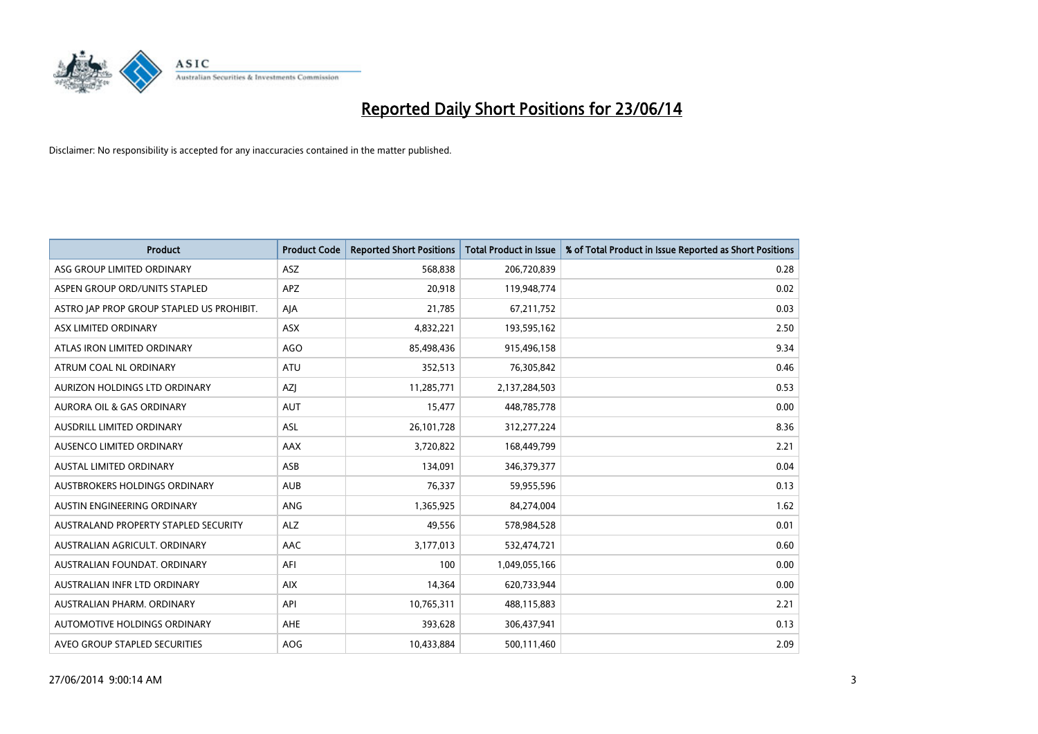# Reported Daily Short Positions for 23/06/14

Disclaimer: No responsibility is accepted for any inaccuracies contained in the matter published.

| Product | Product Code | Reported Short Positions | Total Product in Issue | % of Total Product in Issue Reported as Short Positions |
|---|---|---|---|---|
| ASG GROUP LIMITED ORDINARY | ASZ | 568,838 | 206,720,839 | 0.28 |
| ASPEN GROUP ORD/UNITS STAPLED | APZ | 20,918 | 119,948,774 | 0.02 |
| ASTRO JAP PROP GROUP STAPLED US PROHIBIT. | AJA | 21,785 | 67,211,752 | 0.03 |
| ASX LIMITED ORDINARY | ASX | 4,832,221 | 193,595,162 | 2.50 |
| ATLAS IRON LIMITED ORDINARY | AGO | 85,498,436 | 915,496,158 | 9.34 |
| ATRUM COAL NL ORDINARY | ATU | 352,513 | 76,305,842 | 0.46 |
| AURIZON HOLDINGS LTD ORDINARY | AZJ | 11,285,771 | 2,137,284,503 | 0.53 |
| AURORA OIL & GAS ORDINARY | AUT | 15,477 | 448,785,778 | 0.00 |
| AUSDRILL LIMITED ORDINARY | ASL | 26,101,728 | 312,277,224 | 8.36 |
| AUSENCO LIMITED ORDINARY | AAX | 3,720,822 | 168,449,799 | 2.21 |
| AUSTAL LIMITED ORDINARY | ASB | 134,091 | 346,379,377 | 0.04 |
| AUSTBROKERS HOLDINGS ORDINARY | AUB | 76,337 | 59,955,596 | 0.13 |
| AUSTIN ENGINEERING ORDINARY | ANG | 1,365,925 | 84,274,004 | 1.62 |
| AUSTRALAND PROPERTY STAPLED SECURITY | ALZ | 49,556 | 578,984,528 | 0.01 |
| AUSTRALIAN AGRICULT. ORDINARY | AAC | 3,177,013 | 532,474,721 | 0.60 |
| AUSTRALIAN FOUNDAT. ORDINARY | AFI | 100 | 1,049,055,166 | 0.00 |
| AUSTRALIAN INFR LTD ORDINARY | AIX | 14,364 | 620,733,944 | 0.00 |
| AUSTRALIAN PHARM. ORDINARY | API | 10,765,311 | 488,115,883 | 2.21 |
| AUTOMOTIVE HOLDINGS ORDINARY | AHE | 393,628 | 306,437,941 | 0.13 |
| AVEO GROUP STAPLED SECURITIES | AOG | 10,433,884 | 500,111,460 | 2.09 |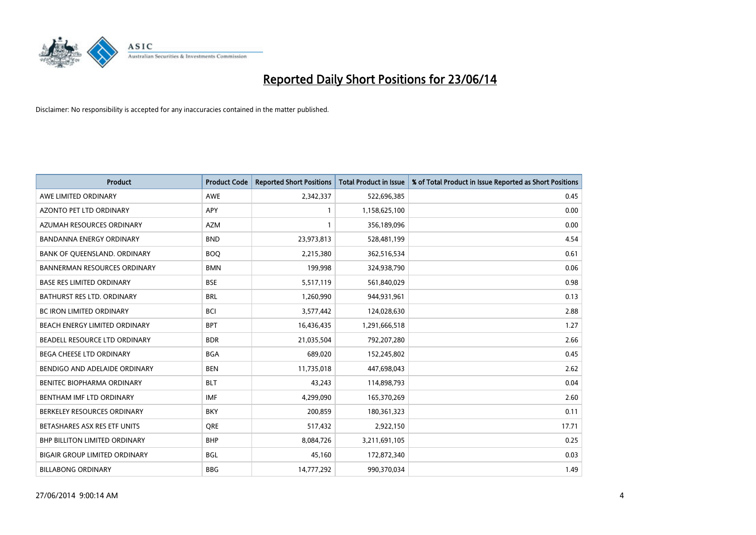# Reported Daily Short Positions for 23/06/14

Disclaimer: No responsibility is accepted for any inaccuracies contained in the matter published.

| Product | Product Code | Reported Short Positions | Total Product in Issue | % of Total Product in Issue Reported as Short Positions |
|---|---|---|---|---|
| AWE LIMITED ORDINARY | AWE | 2,342,337 | 522,696,385 | 0.45 |
| AZONTO PET LTD ORDINARY | APY | 1 | 1,158,625,100 | 0.00 |
| AZUMAH RESOURCES ORDINARY | AZM | 1 | 356,189,096 | 0.00 |
| BANDANNA ENERGY ORDINARY | BND | 23,973,813 | 528,481,199 | 4.54 |
| BANK OF QUEENSLAND. ORDINARY | BOQ | 2,215,380 | 362,516,534 | 0.61 |
| BANNERMAN RESOURCES ORDINARY | BMN | 199,998 | 324,938,790 | 0.06 |
| BASE RES LIMITED ORDINARY | BSE | 5,517,119 | 561,840,029 | 0.98 |
| BATHURST RES LTD. ORDINARY | BRL | 1,260,990 | 944,931,961 | 0.13 |
| BC IRON LIMITED ORDINARY | BCI | 3,577,442 | 124,028,630 | 2.88 |
| BEACH ENERGY LIMITED ORDINARY | BPT | 16,436,435 | 1,291,666,518 | 1.27 |
| BEADELL RESOURCE LTD ORDINARY | BDR | 21,035,504 | 792,207,280 | 2.66 |
| BEGA CHEESE LTD ORDINARY | BGA | 689,020 | 152,245,802 | 0.45 |
| BENDIGO AND ADELAIDE ORDINARY | BEN | 11,735,018 | 447,698,043 | 2.62 |
| BENITEC BIOPHARMA ORDINARY | BLT | 43,243 | 114,898,793 | 0.04 |
| BENTHAM IMF LTD ORDINARY | IMF | 4,299,090 | 165,370,269 | 2.60 |
| BERKELEY RESOURCES ORDINARY | BKY | 200,859 | 180,361,323 | 0.11 |
| BETASHARES ASX RES ETF UNITS | QRE | 517,432 | 2,922,150 | 17.71 |
| BHP BILLITON LIMITED ORDINARY | BHP | 8,084,726 | 3,211,691,105 | 0.25 |
| BIGAIR GROUP LIMITED ORDINARY | BGL | 45,160 | 172,872,340 | 0.03 |
| BILLABONG ORDINARY | BBG | 14,777,292 | 990,370,034 | 1.49 |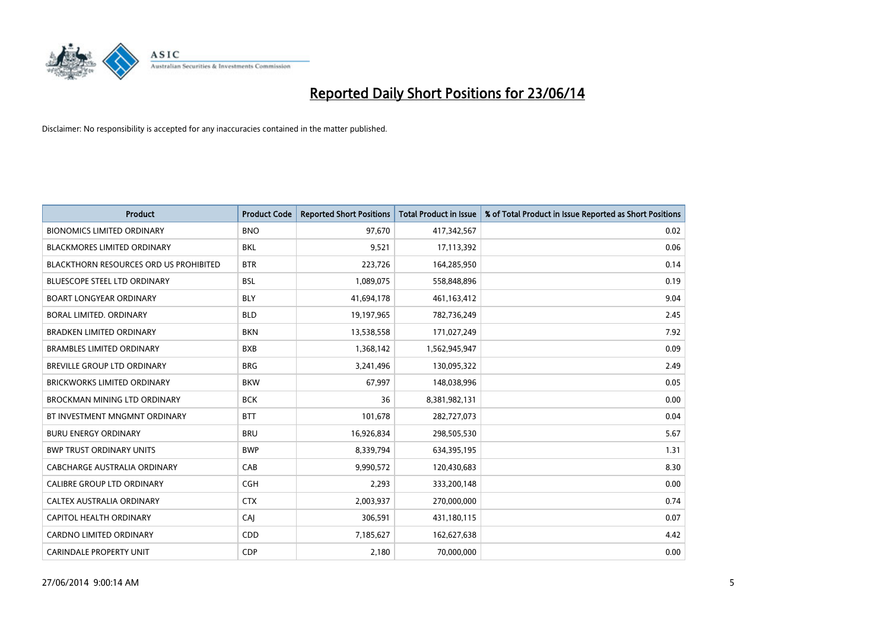# Reported Daily Short Positions for 23/06/14

Disclaimer: No responsibility is accepted for any inaccuracies contained in the matter published.

| Product | Product Code | Reported Short Positions | Total Product in Issue | % of Total Product in Issue Reported as Short Positions |
|---|---|---|---|---|
| BIONOMICS LIMITED ORDINARY | BNO | 97,670 | 417,342,567 | 0.02 |
| BLACKMORES LIMITED ORDINARY | BKL | 9,521 | 17,113,392 | 0.06 |
| BLACKTHORN RESOURCES ORD US PROHIBITED | BTR | 223,726 | 164,285,950 | 0.14 |
| BLUESCOPE STEEL LTD ORDINARY | BSL | 1,089,075 | 558,848,896 | 0.19 |
| BOART LONGYEAR ORDINARY | BLY | 41,694,178 | 461,163,412 | 9.04 |
| BORAL LIMITED. ORDINARY | BLD | 19,197,965 | 782,736,249 | 2.45 |
| BRADKEN LIMITED ORDINARY | BKN | 13,538,558 | 171,027,249 | 7.92 |
| BRAMBLES LIMITED ORDINARY | BXB | 1,368,142 | 1,562,945,947 | 0.09 |
| BREVILLE GROUP LTD ORDINARY | BRG | 3,241,496 | 130,095,322 | 2.49 |
| BRICKWORKS LIMITED ORDINARY | BKW | 67,997 | 148,038,996 | 0.05 |
| BROCKMAN MINING LTD ORDINARY | BCK | 36 | 8,381,982,131 | 0.00 |
| BT INVESTMENT MNGMNT ORDINARY | BTT | 101,678 | 282,727,073 | 0.04 |
| BURU ENERGY ORDINARY | BRU | 16,926,834 | 298,505,530 | 5.67 |
| BWP TRUST ORDINARY UNITS | BWP | 8,339,794 | 634,395,195 | 1.31 |
| CABCHARGE AUSTRALIA ORDINARY | CAB | 9,990,572 | 120,430,683 | 8.30 |
| CALIBRE GROUP LTD ORDINARY | CGH | 2,293 | 333,200,148 | 0.00 |
| CALTEX AUSTRALIA ORDINARY | CTX | 2,003,937 | 270,000,000 | 0.74 |
| CAPITOL HEALTH ORDINARY | CAJ | 306,591 | 431,180,115 | 0.07 |
| CARDNO LIMITED ORDINARY | CDD | 7,185,627 | 162,627,638 | 4.42 |
| CARINDALE PROPERTY UNIT | CDP | 2,180 | 70,000,000 | 0.00 |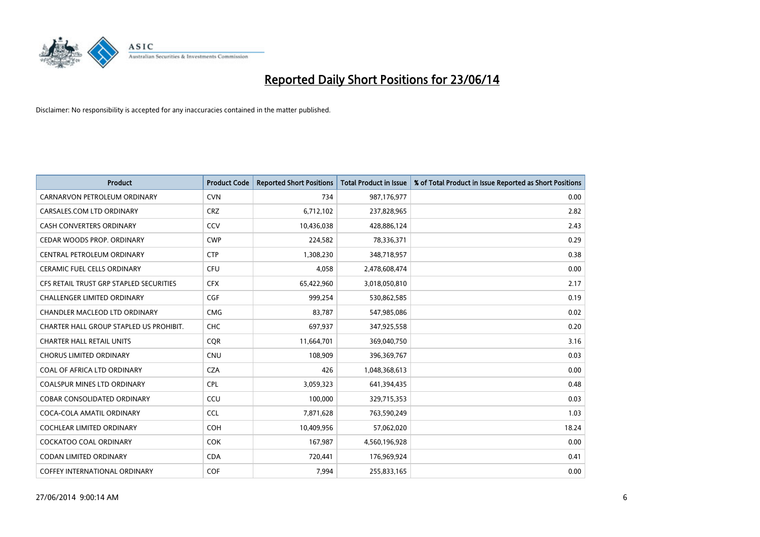# Reported Daily Short Positions for 23/06/14

Disclaimer: No responsibility is accepted for any inaccuracies contained in the matter published.

| Product | Product Code | Reported Short Positions | Total Product in Issue | % of Total Product in Issue Reported as Short Positions |
|---|---|---|---|---|
| CARNARVON PETROLEUM ORDINARY | CVN | 734 | 987,176,977 | 0.00 |
| CARSALES.COM LTD ORDINARY | CRZ | 6,712,102 | 237,828,965 | 2.82 |
| CASH CONVERTERS ORDINARY | CCV | 10,436,038 | 428,886,124 | 2.43 |
| CEDAR WOODS PROP. ORDINARY | CWP | 224,582 | 78,336,371 | 0.29 |
| CENTRAL PETROLEUM ORDINARY | CTP | 1,308,230 | 348,718,957 | 0.38 |
| CERAMIC FUEL CELLS ORDINARY | CFU | 4,058 | 2,478,608,474 | 0.00 |
| CFS RETAIL TRUST GRP STAPLED SECURITIES | CFX | 65,422,960 | 3,018,050,810 | 2.17 |
| CHALLENGER LIMITED ORDINARY | CGF | 999,254 | 530,862,585 | 0.19 |
| CHANDLER MACLEOD LTD ORDINARY | CMG | 83,787 | 547,985,086 | 0.02 |
| CHARTER HALL GROUP STAPLED US PROHIBIT. | CHC | 697,937 | 347,925,558 | 0.20 |
| CHARTER HALL RETAIL UNITS | CQR | 11,664,701 | 369,040,750 | 3.16 |
| CHORUS LIMITED ORDINARY | CNU | 108,909 | 396,369,767 | 0.03 |
| COAL OF AFRICA LTD ORDINARY | CZA | 426 | 1,048,368,613 | 0.00 |
| COALSPUR MINES LTD ORDINARY | CPL | 3,059,323 | 641,394,435 | 0.48 |
| COBAR CONSOLIDATED ORDINARY | CCU | 100,000 | 329,715,353 | 0.03 |
| COCA-COLA AMATIL ORDINARY | CCL | 7,871,628 | 763,590,249 | 1.03 |
| COCHLEAR LIMITED ORDINARY | COH | 10,409,956 | 57,062,020 | 18.24 |
| COCKATOO COAL ORDINARY | COK | 167,987 | 4,560,196,928 | 0.00 |
| CODAN LIMITED ORDINARY | CDA | 720,441 | 176,969,924 | 0.41 |
| COFFEY INTERNATIONAL ORDINARY | COF | 7,994 | 255,833,165 | 0.00 |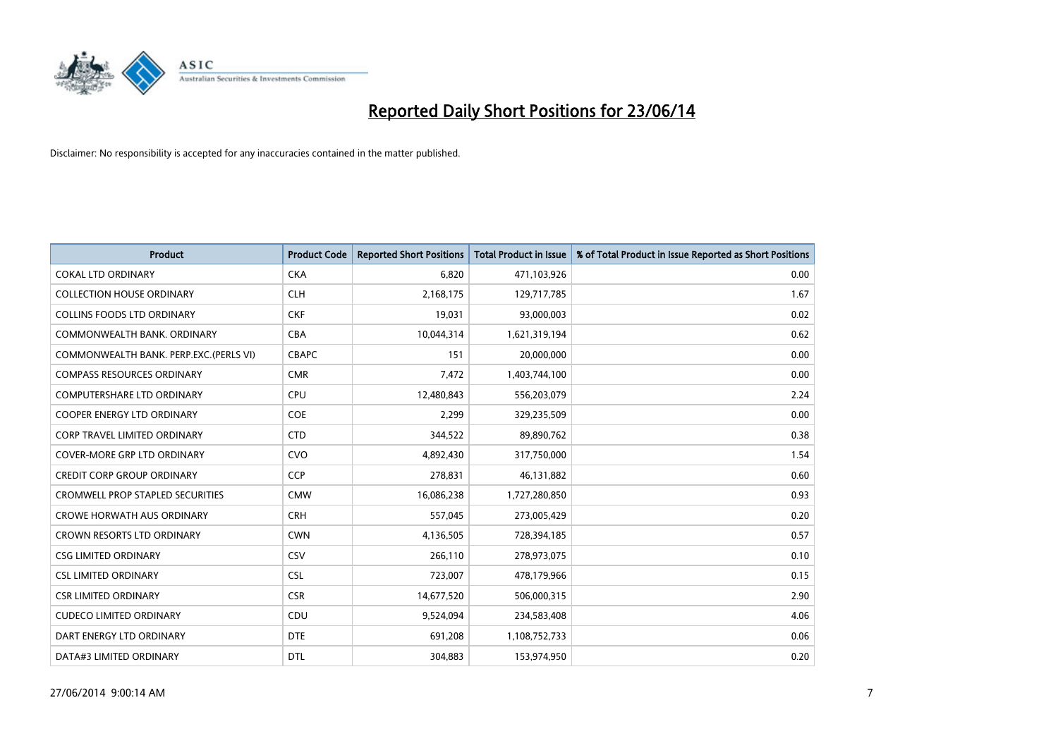# Reported Daily Short Positions for 23/06/14

Disclaimer: No responsibility is accepted for any inaccuracies contained in the matter published.

| Product | Product Code | Reported Short Positions | Total Product in Issue | % of Total Product in Issue Reported as Short Positions |
|---|---|---|---|---|
| COKAL LTD ORDINARY | CKA | 6,820 | 471,103,926 | 0.00 |
| COLLECTION HOUSE ORDINARY | CLH | 2,168,175 | 129,717,785 | 1.67 |
| COLLINS FOODS LTD ORDINARY | CKF | 19,031 | 93,000,003 | 0.02 |
| COMMONWEALTH BANK. ORDINARY | CBA | 10,044,314 | 1,621,319,194 | 0.62 |
| COMMONWEALTH BANK. PERP.EXC.(PERLS VI) | CBAPC | 151 | 20,000,000 | 0.00 |
| COMPASS RESOURCES ORDINARY | CMR | 7,472 | 1,403,744,100 | 0.00 |
| COMPUTERSHARE LTD ORDINARY | CPU | 12,480,843 | 556,203,079 | 2.24 |
| COOPER ENERGY LTD ORDINARY | COE | 2,299 | 329,235,509 | 0.00 |
| CORP TRAVEL LIMITED ORDINARY | CTD | 344,522 | 89,890,762 | 0.38 |
| COVER-MORE GRP LTD ORDINARY | CVO | 4,892,430 | 317,750,000 | 1.54 |
| CREDIT CORP GROUP ORDINARY | CCP | 278,831 | 46,131,882 | 0.60 |
| CROMWELL PROP STAPLED SECURITIES | CMW | 16,086,238 | 1,727,280,850 | 0.93 |
| CROWE HORWATH AUS ORDINARY | CRH | 557,045 | 273,005,429 | 0.20 |
| CROWN RESORTS LTD ORDINARY | CWN | 4,136,505 | 728,394,185 | 0.57 |
| CSG LIMITED ORDINARY | CSV | 266,110 | 278,973,075 | 0.10 |
| CSL LIMITED ORDINARY | CSL | 723,007 | 478,179,966 | 0.15 |
| CSR LIMITED ORDINARY | CSR | 14,677,520 | 506,000,315 | 2.90 |
| CUDECO LIMITED ORDINARY | CDU | 9,524,094 | 234,583,408 | 4.06 |
| DART ENERGY LTD ORDINARY | DTE | 691,208 | 1,108,752,733 | 0.06 |
| DATA#3 LIMITED ORDINARY | DTL | 304,883 | 153,974,950 | 0.20 |

27/06/2014 9:00:14 AM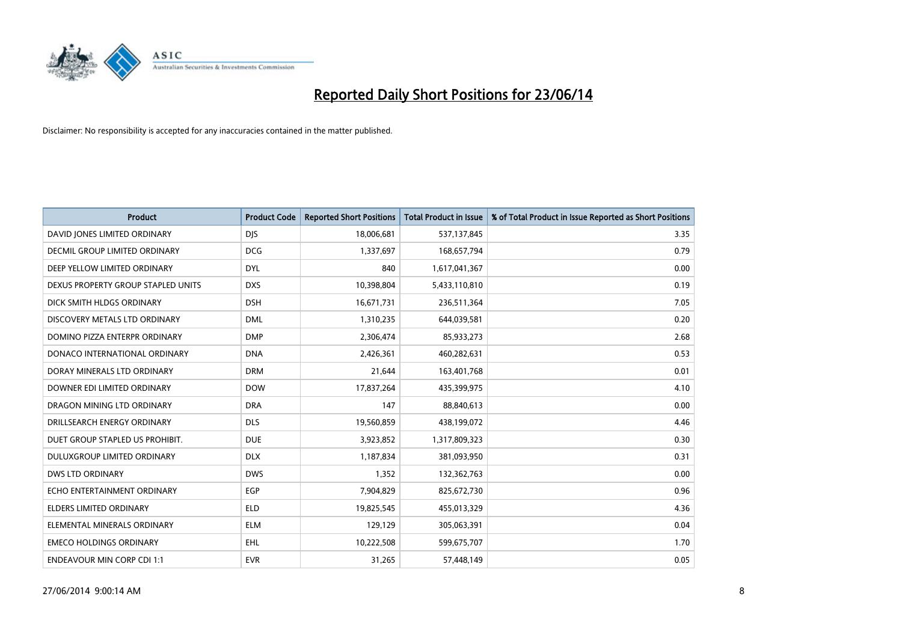# Reported Daily Short Positions for 23/06/14

Disclaimer: No responsibility is accepted for any inaccuracies contained in the matter published.

| Product | Product Code | Reported Short Positions | Total Product in Issue | % of Total Product in Issue Reported as Short Positions |
|---|---|---|---|---|
| DAVID JONES LIMITED ORDINARY | DJS | 18,006,681 | 537,137,845 | 3.35 |
| DECMIL GROUP LIMITED ORDINARY | DCG | 1,337,697 | 168,657,794 | 0.79 |
| DEEP YELLOW LIMITED ORDINARY | DYL | 840 | 1,617,041,367 | 0.00 |
| DEXUS PROPERTY GROUP STAPLED UNITS | DXS | 10,398,804 | 5,433,110,810 | 0.19 |
| DICK SMITH HLDGS ORDINARY | DSH | 16,671,731 | 236,511,364 | 7.05 |
| DISCOVERY METALS LTD ORDINARY | DML | 1,310,235 | 644,039,581 | 0.20 |
| DOMINO PIZZA ENTERPR ORDINARY | DMP | 2,306,474 | 85,933,273 | 2.68 |
| DONACO INTERNATIONAL ORDINARY | DNA | 2,426,361 | 460,282,631 | 0.53 |
| DORAY MINERALS LTD ORDINARY | DRM | 21,644 | 163,401,768 | 0.01 |
| DOWNER EDI LIMITED ORDINARY | DOW | 17,837,264 | 435,399,975 | 4.10 |
| DRAGON MINING LTD ORDINARY | DRA | 147 | 88,840,613 | 0.00 |
| DRILLSEARCH ENERGY ORDINARY | DLS | 19,560,859 | 438,199,072 | 4.46 |
| DUET GROUP STAPLED US PROHIBIT. | DUE | 3,923,852 | 1,317,809,323 | 0.30 |
| DULUXGROUP LIMITED ORDINARY | DLX | 1,187,834 | 381,093,950 | 0.31 |
| DWS LTD ORDINARY | DWS | 1,352 | 132,362,763 | 0.00 |
| ECHO ENTERTAINMENT ORDINARY | EGP | 7,904,829 | 825,672,730 | 0.96 |
| ELDERS LIMITED ORDINARY | ELD | 19,825,545 | 455,013,329 | 4.36 |
| ELEMENTAL MINERALS ORDINARY | ELM | 129,129 | 305,063,391 | 0.04 |
| EMECO HOLDINGS ORDINARY | EHL | 10,222,508 | 599,675,707 | 1.70 |
| ENDEAVOUR MIN CORP CDI 1:1 | EVR | 31,265 | 57,448,149 | 0.05 |

27/06/2014 9:00:14 AM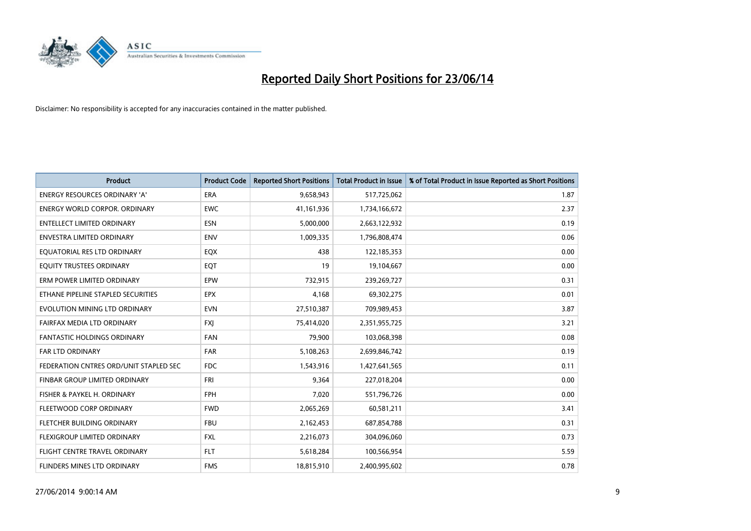# Reported Daily Short Positions for 23/06/14

Disclaimer: No responsibility is accepted for any inaccuracies contained in the matter published.

| Product | Product Code | Reported Short Positions | Total Product in Issue | % of Total Product in Issue Reported as Short Positions |
|---|---|---|---|---|
| ENERGY RESOURCES ORDINARY 'A' | ERA | 9,658,943 | 517,725,062 | 1.87 |
| ENERGY WORLD CORPOR. ORDINARY | EWC | 41,161,936 | 1,734,166,672 | 2.37 |
| ENTELLECT LIMITED ORDINARY | ESN | 5,000,000 | 2,663,122,932 | 0.19 |
| ENVESTRA LIMITED ORDINARY | ENV | 1,009,335 | 1,796,808,474 | 0.06 |
| EQUATORIAL RES LTD ORDINARY | EQX | 438 | 122,185,353 | 0.00 |
| EQUITY TRUSTEES ORDINARY | EQT | 19 | 19,104,667 | 0.00 |
| ERM POWER LIMITED ORDINARY | EPW | 732,915 | 239,269,727 | 0.31 |
| ETHANE PIPELINE STAPLED SECURITIES | EPX | 4,168 | 69,302,275 | 0.01 |
| EVOLUTION MINING LTD ORDINARY | EVN | 27,510,387 | 709,989,453 | 3.87 |
| FAIRFAX MEDIA LTD ORDINARY | FXJ | 75,414,020 | 2,351,955,725 | 3.21 |
| FANTASTIC HOLDINGS ORDINARY | FAN | 79,900 | 103,068,398 | 0.08 |
| FAR LTD ORDINARY | FAR | 5,108,263 | 2,699,846,742 | 0.19 |
| FEDERATION CNTRES ORD/UNIT STAPLED SEC | FDC | 1,543,916 | 1,427,641,565 | 0.11 |
| FINBAR GROUP LIMITED ORDINARY | FRI | 9,364 | 227,018,204 | 0.00 |
| FISHER & PAYKEL H. ORDINARY | FPH | 7,020 | 551,796,726 | 0.00 |
| FLEETWOOD CORP ORDINARY | FWD | 2,065,269 | 60,581,211 | 3.41 |
| FLETCHER BUILDING ORDINARY | FBU | 2,162,453 | 687,854,788 | 0.31 |
| FLEXIGROUP LIMITED ORDINARY | FXL | 2,216,073 | 304,096,060 | 0.73 |
| FLIGHT CENTRE TRAVEL ORDINARY | FLT | 5,618,284 | 100,566,954 | 5.59 |
| FLINDERS MINES LTD ORDINARY | FMS | 18,815,910 | 2,400,995,602 | 0.78 |

27/06/2014 9:00:14 AM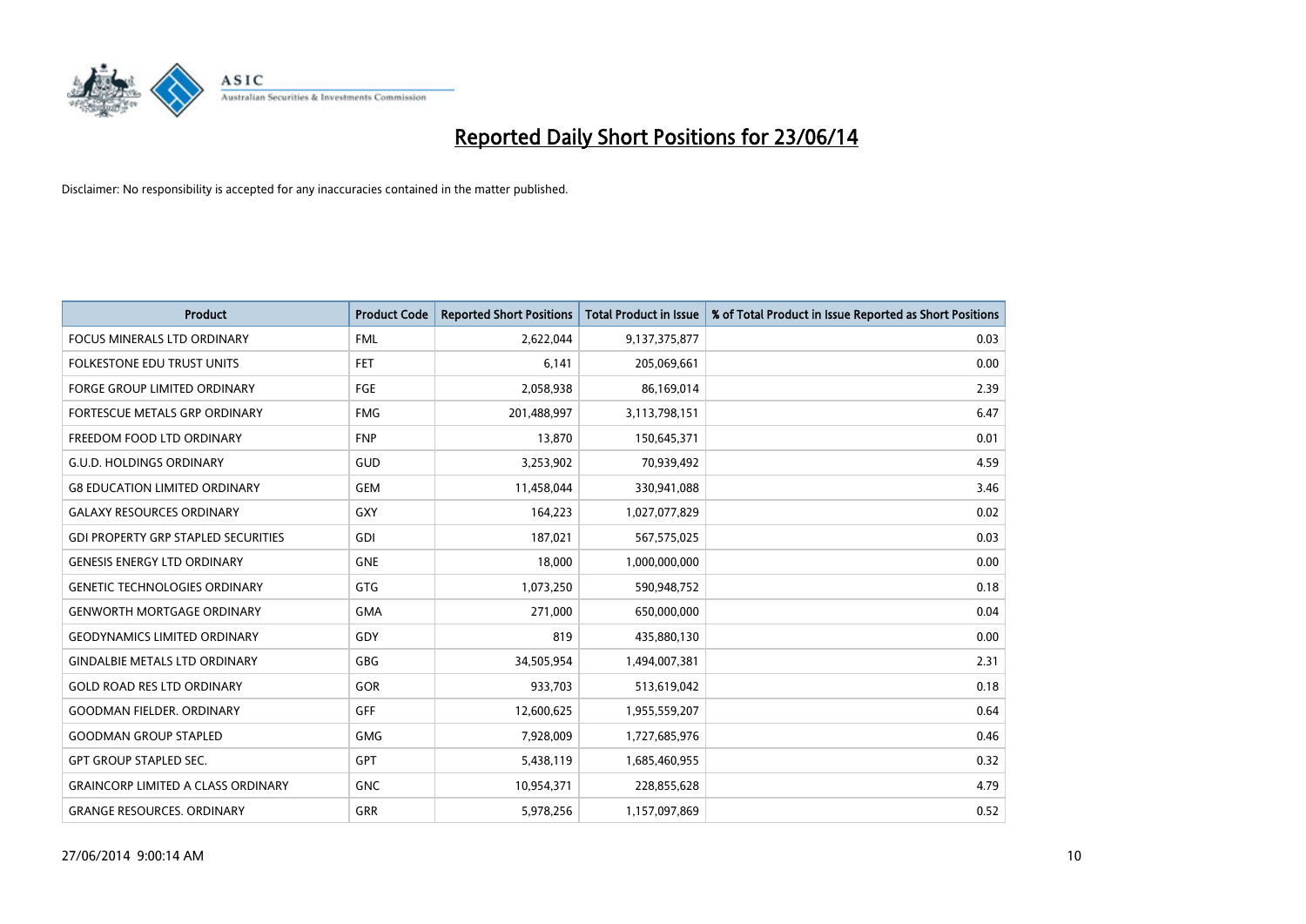# Reported Daily Short Positions for 23/06/14

Disclaimer: No responsibility is accepted for any inaccuracies contained in the matter published.

| Product | Product Code | Reported Short Positions | Total Product in Issue | % of Total Product in Issue Reported as Short Positions |
|---|---|---|---|---|
| FOCUS MINERALS LTD ORDINARY | FML | 2,622,044 | 9,137,375,877 | 0.03 |
| FOLKESTONE EDU TRUST UNITS | FET | 6,141 | 205,069,661 | 0.00 |
| FORGE GROUP LIMITED ORDINARY | FGE | 2,058,938 | 86,169,014 | 2.39 |
| FORTESCUE METALS GRP ORDINARY | FMG | 201,488,997 | 3,113,798,151 | 6.47 |
| FREEDOM FOOD LTD ORDINARY | FNP | 13,870 | 150,645,371 | 0.01 |
| G.U.D. HOLDINGS ORDINARY | GUD | 3,253,902 | 70,939,492 | 4.59 |
| G8 EDUCATION LIMITED ORDINARY | GEM | 11,458,044 | 330,941,088 | 3.46 |
| GALAXY RESOURCES ORDINARY | GXY | 164,223 | 1,027,077,829 | 0.02 |
| GDI PROPERTY GRP STAPLED SECURITIES | GDI | 187,021 | 567,575,025 | 0.03 |
| GENESIS ENERGY LTD ORDINARY | GNE | 18,000 | 1,000,000,000 | 0.00 |
| GENETIC TECHNOLOGIES ORDINARY | GTG | 1,073,250 | 590,948,752 | 0.18 |
| GENWORTH MORTGAGE ORDINARY | GMA | 271,000 | 650,000,000 | 0.04 |
| GEODYNAMICS LIMITED ORDINARY | GDY | 819 | 435,880,130 | 0.00 |
| GINDALBIE METALS LTD ORDINARY | GBG | 34,505,954 | 1,494,007,381 | 2.31 |
| GOLD ROAD RES LTD ORDINARY | GOR | 933,703 | 513,619,042 | 0.18 |
| GOODMAN FIELDER. ORDINARY | GFF | 12,600,625 | 1,955,559,207 | 0.64 |
| GOODMAN GROUP STAPLED | GMG | 7,928,009 | 1,727,685,976 | 0.46 |
| GPT GROUP STAPLED SEC. | GPT | 5,438,119 | 1,685,460,955 | 0.32 |
| GRAINCORP LIMITED A CLASS ORDINARY | GNC | 10,954,371 | 228,855,628 | 4.79 |
| GRANGE RESOURCES. ORDINARY | GRR | 5,978,256 | 1,157,097,869 | 0.52 |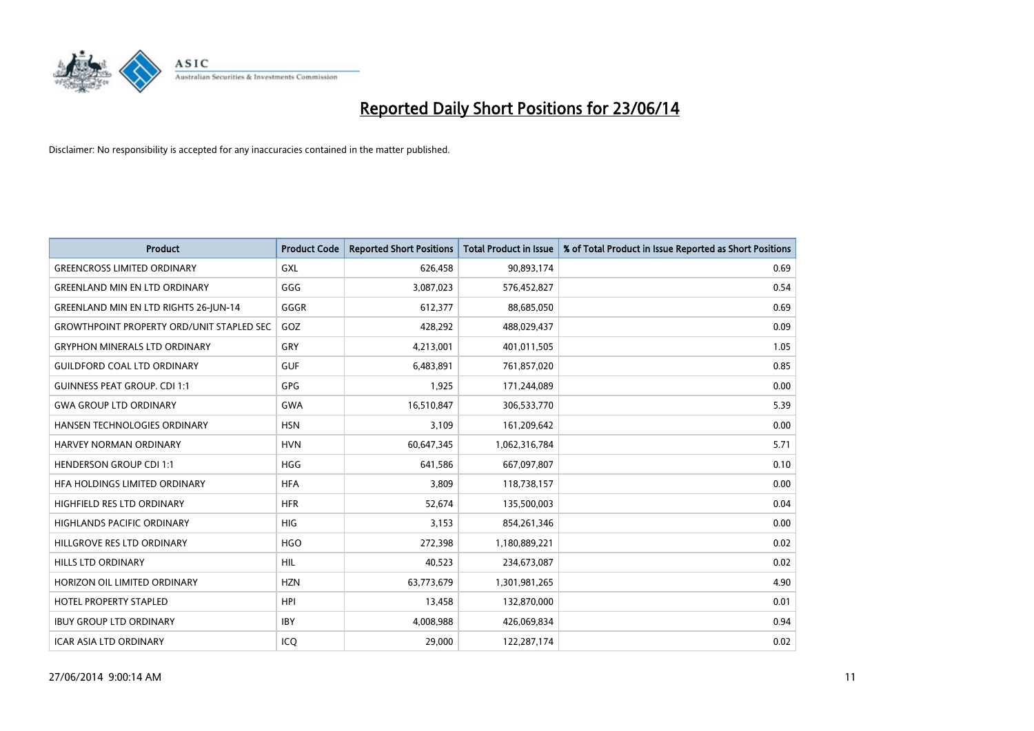# Reported Daily Short Positions for 23/06/14

Disclaimer: No responsibility is accepted for any inaccuracies contained in the matter published.

| Product | Product Code | Reported Short Positions | Total Product in Issue | % of Total Product in Issue Reported as Short Positions |
|---|---|---|---|---|
| GREENCROSS LIMITED ORDINARY | GXL | 626,458 | 90,893,174 | 0.69 |
| GREENLAND MIN EN LTD ORDINARY | GGG | 3,087,023 | 576,452,827 | 0.54 |
| GREENLAND MIN EN LTD RIGHTS 26-JUN-14 | GGGR | 612,377 | 88,685,050 | 0.69 |
| GROWTHPOINT PROPERTY ORD/UNIT STAPLED SEC | GOZ | 428,292 | 488,029,437 | 0.09 |
| GRYPHON MINERALS LTD ORDINARY | GRY | 4,213,001 | 401,011,505 | 1.05 |
| GUILDFORD COAL LTD ORDINARY | GUF | 6,483,891 | 761,857,020 | 0.85 |
| GUINNESS PEAT GROUP. CDI 1:1 | GPG | 1,925 | 171,244,089 | 0.00 |
| GWA GROUP LTD ORDINARY | GWA | 16,510,847 | 306,533,770 | 5.39 |
| HANSEN TECHNOLOGIES ORDINARY | HSN | 3,109 | 161,209,642 | 0.00 |
| HARVEY NORMAN ORDINARY | HVN | 60,647,345 | 1,062,316,784 | 5.71 |
| HENDERSON GROUP CDI 1:1 | HGG | 641,586 | 667,097,807 | 0.10 |
| HFA HOLDINGS LIMITED ORDINARY | HFA | 3,809 | 118,738,157 | 0.00 |
| HIGHFIELD RES LTD ORDINARY | HFR | 52,674 | 135,500,003 | 0.04 |
| HIGHLANDS PACIFIC ORDINARY | HIG | 3,153 | 854,261,346 | 0.00 |
| HILLGROVE RES LTD ORDINARY | HGO | 272,398 | 1,180,889,221 | 0.02 |
| HILLS LTD ORDINARY | HIL | 40,523 | 234,673,087 | 0.02 |
| HORIZON OIL LIMITED ORDINARY | HZN | 63,773,679 | 1,301,981,265 | 4.90 |
| HOTEL PROPERTY STAPLED | HPI | 13,458 | 132,870,000 | 0.01 |
| IBUY GROUP LTD ORDINARY | IBY | 4,008,988 | 426,069,834 | 0.94 |
| ICAR ASIA LTD ORDINARY | ICQ | 29,000 | 122,287,174 | 0.02 |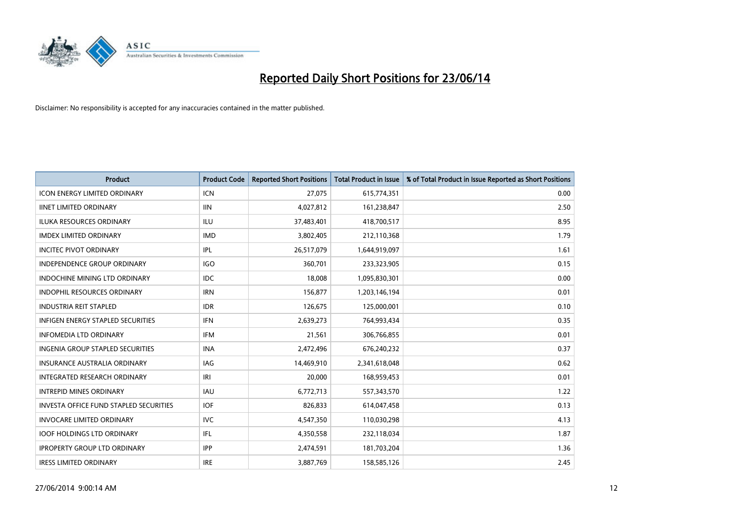# Reported Daily Short Positions for 23/06/14

Disclaimer: No responsibility is accepted for any inaccuracies contained in the matter published.

| Product | Product Code | Reported Short Positions | Total Product in Issue | % of Total Product in Issue Reported as Short Positions |
|---|---|---|---|---|
| ICON ENERGY LIMITED ORDINARY | ICN | 27,075 | 615,774,351 | 0.00 |
| IINET LIMITED ORDINARY | IIN | 4,027,812 | 161,238,847 | 2.50 |
| ILUKA RESOURCES ORDINARY | ILU | 37,483,401 | 418,700,517 | 8.95 |
| IMDEX LIMITED ORDINARY | IMD | 3,802,405 | 212,110,368 | 1.79 |
| INCITEC PIVOT ORDINARY | IPL | 26,517,079 | 1,644,919,097 | 1.61 |
| INDEPENDENCE GROUP ORDINARY | IGO | 360,701 | 233,323,905 | 0.15 |
| INDOCHINE MINING LTD ORDINARY | IDC | 18,008 | 1,095,830,301 | 0.00 |
| INDOPHIL RESOURCES ORDINARY | IRN | 156,877 | 1,203,146,194 | 0.01 |
| INDUSTRIA REIT STAPLED | IDR | 126,675 | 125,000,001 | 0.10 |
| INFIGEN ENERGY STAPLED SECURITIES | IFN | 2,639,273 | 764,993,434 | 0.35 |
| INFOMEDIA LTD ORDINARY | IFM | 21,561 | 306,766,855 | 0.01 |
| INGENIA GROUP STAPLED SECURITIES | INA | 2,472,496 | 676,240,232 | 0.37 |
| INSURANCE AUSTRALIA ORDINARY | IAG | 14,469,910 | 2,341,618,048 | 0.62 |
| INTEGRATED RESEARCH ORDINARY | IRI | 20,000 | 168,959,453 | 0.01 |
| INTREPID MINES ORDINARY | IAU | 6,772,713 | 557,343,570 | 1.22 |
| INVESTA OFFICE FUND STAPLED SECURITIES | IOF | 826,833 | 614,047,458 | 0.13 |
| INVOCARE LIMITED ORDINARY | IVC | 4,547,350 | 110,030,298 | 4.13 |
| IOOF HOLDINGS LTD ORDINARY | IFL | 4,350,558 | 232,118,034 | 1.87 |
| IPROPERTY GROUP LTD ORDINARY | IPP | 2,474,591 | 181,703,204 | 1.36 |
| IRESS LIMITED ORDINARY | IRE | 3,887,769 | 158,585,126 | 2.45 |

27/06/2014 9:00:14 AM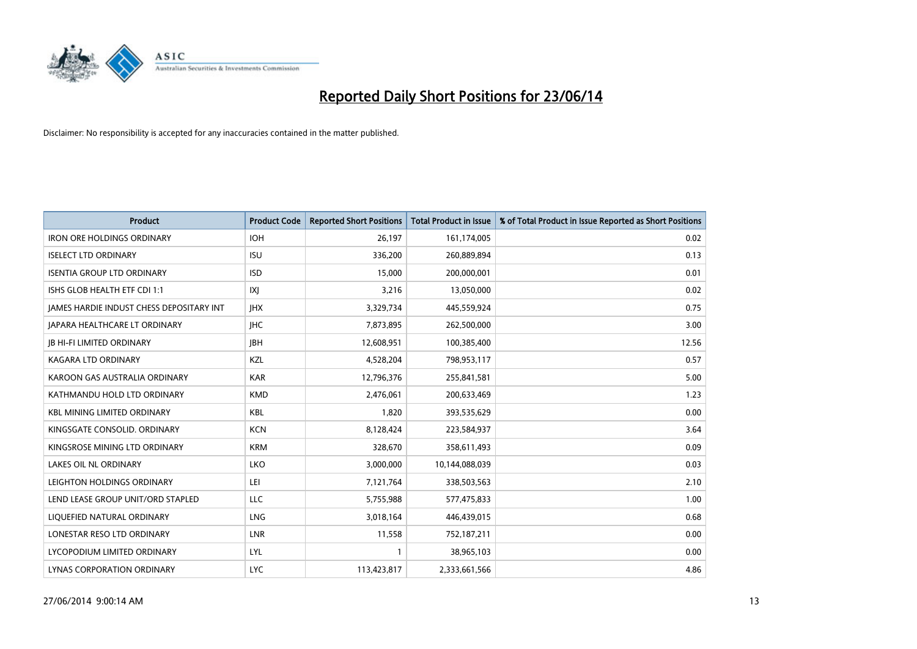# Reported Daily Short Positions for 23/06/14

Disclaimer: No responsibility is accepted for any inaccuracies contained in the matter published.

| Product | Product Code | Reported Short Positions | Total Product in Issue | % of Total Product in Issue Reported as Short Positions |
|---|---|---|---|---|
| IRON ORE HOLDINGS ORDINARY | IOH | 26,197 | 161,174,005 | 0.02 |
| ISELECT LTD ORDINARY | ISU | 336,200 | 260,889,894 | 0.13 |
| ISENTIA GROUP LTD ORDINARY | ISD | 15,000 | 200,000,001 | 0.01 |
| ISHS GLOB HEALTH ETF CDI 1:1 | IXJ | 3,216 | 13,050,000 | 0.02 |
| JAMES HARDIE INDUST CHESS DEPOSITARY INT | JHX | 3,329,734 | 445,559,924 | 0.75 |
| JAPARA HEALTHCARE LT ORDINARY | JHC | 7,873,895 | 262,500,000 | 3.00 |
| JB HI-FI LIMITED ORDINARY | JBH | 12,608,951 | 100,385,400 | 12.56 |
| KAGARA LTD ORDINARY | KZL | 4,528,204 | 798,953,117 | 0.57 |
| KAROON GAS AUSTRALIA ORDINARY | KAR | 12,796,376 | 255,841,581 | 5.00 |
| KATHMANDU HOLD LTD ORDINARY | KMD | 2,476,061 | 200,633,469 | 1.23 |
| KBL MINING LIMITED ORDINARY | KBL | 1,820 | 393,535,629 | 0.00 |
| KINGSGATE CONSOLID. ORDINARY | KCN | 8,128,424 | 223,584,937 | 3.64 |
| KINGSROSE MINING LTD ORDINARY | KRM | 328,670 | 358,611,493 | 0.09 |
| LAKES OIL NL ORDINARY | LKO | 3,000,000 | 10,144,088,039 | 0.03 |
| LEIGHTON HOLDINGS ORDINARY | LEI | 7,121,764 | 338,503,563 | 2.10 |
| LEND LEASE GROUP UNIT/ORD STAPLED | LLC | 5,755,988 | 577,475,833 | 1.00 |
| LIQUEFIED NATURAL ORDINARY | LNG | 3,018,164 | 446,439,015 | 0.68 |
| LONESTAR RESO LTD ORDINARY | LNR | 11,558 | 752,187,211 | 0.00 |
| LYCOPODIUM LIMITED ORDINARY | LYL | 1 | 38,965,103 | 0.00 |
| LYNAS CORPORATION ORDINARY | LYC | 113,423,817 | 2,333,661,566 | 4.86 |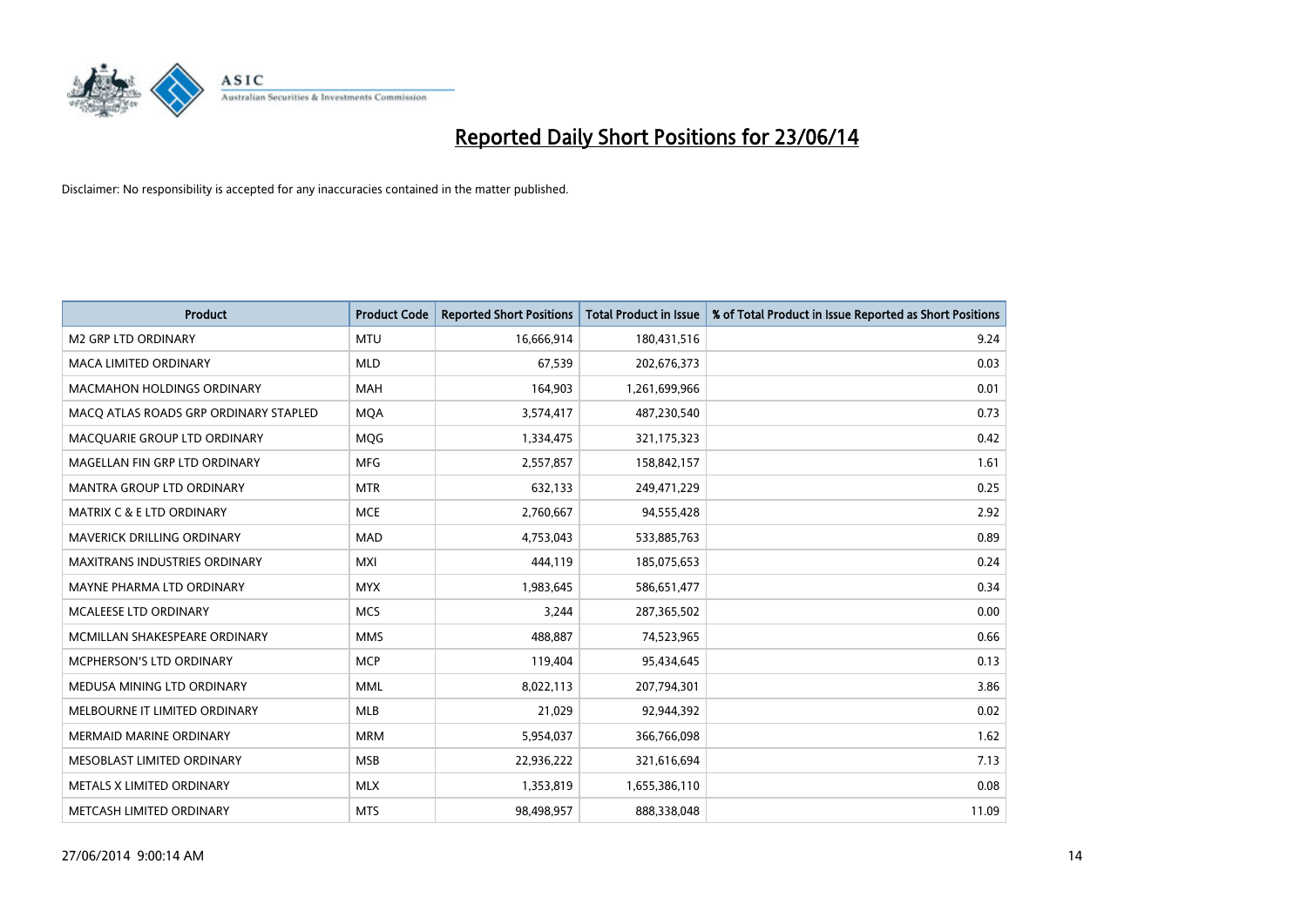# Reported Daily Short Positions for 23/06/14

Disclaimer: No responsibility is accepted for any inaccuracies contained in the matter published.

| Product | Product Code | Reported Short Positions | Total Product in Issue | % of Total Product in Issue Reported as Short Positions |
|---|---|---|---|---|
| M2 GRP LTD ORDINARY | MTU | 16,666,914 | 180,431,516 | 9.24 |
| MACA LIMITED ORDINARY | MLD | 67,539 | 202,676,373 | 0.03 |
| MACMAHON HOLDINGS ORDINARY | MAH | 164,903 | 1,261,699,966 | 0.01 |
| MACQ ATLAS ROADS GRP ORDINARY STAPLED | MQA | 3,574,417 | 487,230,540 | 0.73 |
| MACQUARIE GROUP LTD ORDINARY | MQG | 1,334,475 | 321,175,323 | 0.42 |
| MAGELLAN FIN GRP LTD ORDINARY | MFG | 2,557,857 | 158,842,157 | 1.61 |
| MANTRA GROUP LTD ORDINARY | MTR | 632,133 | 249,471,229 | 0.25 |
| MATRIX C & E LTD ORDINARY | MCE | 2,760,667 | 94,555,428 | 2.92 |
| MAVERICK DRILLING ORDINARY | MAD | 4,753,043 | 533,885,763 | 0.89 |
| MAXITRANS INDUSTRIES ORDINARY | MXI | 444,119 | 185,075,653 | 0.24 |
| MAYNE PHARMA LTD ORDINARY | MYX | 1,983,645 | 586,651,477 | 0.34 |
| MCALEESE LTD ORDINARY | MCS | 3,244 | 287,365,502 | 0.00 |
| MCMILLAN SHAKESPEARE ORDINARY | MMS | 488,887 | 74,523,965 | 0.66 |
| MCPHERSON'S LTD ORDINARY | MCP | 119,404 | 95,434,645 | 0.13 |
| MEDUSA MINING LTD ORDINARY | MML | 8,022,113 | 207,794,301 | 3.86 |
| MELBOURNE IT LIMITED ORDINARY | MLB | 21,029 | 92,944,392 | 0.02 |
| MERMAID MARINE ORDINARY | MRM | 5,954,037 | 366,766,098 | 1.62 |
| MESOBLAST LIMITED ORDINARY | MSB | 22,936,222 | 321,616,694 | 7.13 |
| METALS X LIMITED ORDINARY | MLX | 1,353,819 | 1,655,386,110 | 0.08 |
| METCASH LIMITED ORDINARY | MTS | 98,498,957 | 888,338,048 | 11.09 |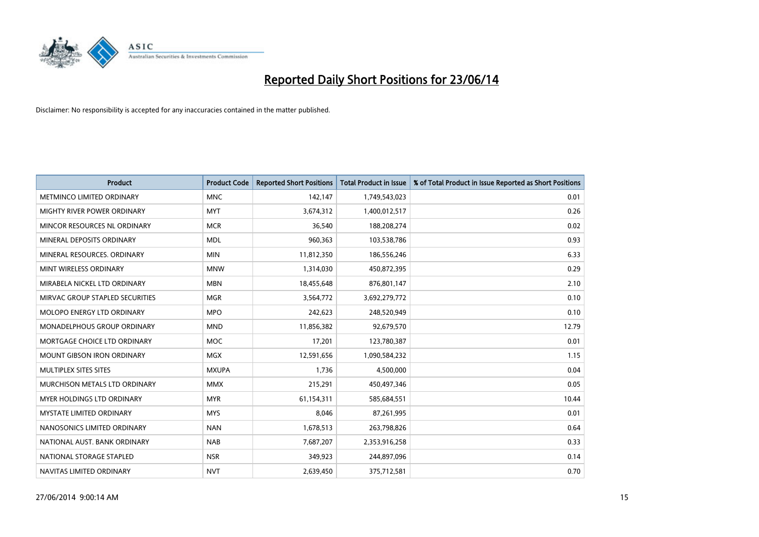# Reported Daily Short Positions for 23/06/14

Disclaimer: No responsibility is accepted for any inaccuracies contained in the matter published.

| Product | Product Code | Reported Short Positions | Total Product in Issue | % of Total Product in Issue Reported as Short Positions |
|---|---|---|---|---|
| METMINCO LIMITED ORDINARY | MNC | 142,147 | 1,749,543,023 | 0.01 |
| MIGHTY RIVER POWER ORDINARY | MYT | 3,674,312 | 1,400,012,517 | 0.26 |
| MINCOR RESOURCES NL ORDINARY | MCR | 36,540 | 188,208,274 | 0.02 |
| MINERAL DEPOSITS ORDINARY | MDL | 960,363 | 103,538,786 | 0.93 |
| MINERAL RESOURCES. ORDINARY | MIN | 11,812,350 | 186,556,246 | 6.33 |
| MINT WIRELESS ORDINARY | MNW | 1,314,030 | 450,872,395 | 0.29 |
| MIRABELA NICKEL LTD ORDINARY | MBN | 18,455,648 | 876,801,147 | 2.10 |
| MIRVAC GROUP STAPLED SECURITIES | MGR | 3,564,772 | 3,692,279,772 | 0.10 |
| MOLOPO ENERGY LTD ORDINARY | MPO | 242,623 | 248,520,949 | 0.10 |
| MONADELPHOUS GROUP ORDINARY | MND | 11,856,382 | 92,679,570 | 12.79 |
| MORTGAGE CHOICE LTD ORDINARY | MOC | 17,201 | 123,780,387 | 0.01 |
| MOUNT GIBSON IRON ORDINARY | MGX | 12,591,656 | 1,090,584,232 | 1.15 |
| MULTIPLEX SITES SITES | MXUPA | 1,736 | 4,500,000 | 0.04 |
| MURCHISON METALS LTD ORDINARY | MMX | 215,291 | 450,497,346 | 0.05 |
| MYER HOLDINGS LTD ORDINARY | MYR | 61,154,311 | 585,684,551 | 10.44 |
| MYSTATE LIMITED ORDINARY | MYS | 8,046 | 87,261,995 | 0.01 |
| NANOSONICS LIMITED ORDINARY | NAN | 1,678,513 | 263,798,826 | 0.64 |
| NATIONAL AUST. BANK ORDINARY | NAB | 7,687,207 | 2,353,916,258 | 0.33 |
| NATIONAL STORAGE STAPLED | NSR | 349,923 | 244,897,096 | 0.14 |
| NAVITAS LIMITED ORDINARY | NVT | 2,639,450 | 375,712,581 | 0.70 |

27/06/2014 9:00:14 AM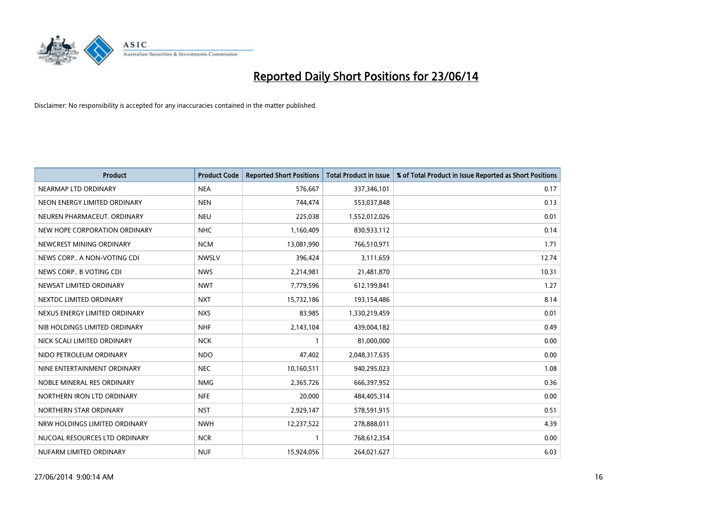# Reported Daily Short Positions for 23/06/14

Disclaimer: No responsibility is accepted for any inaccuracies contained in the matter published.

| Product | Product Code | Reported Short Positions | Total Product in Issue | % of Total Product in Issue Reported as Short Positions |
|---|---|---|---|---|
| NEARMAP LTD ORDINARY | NEA | 576,667 | 337,346,101 | 0.17 |
| NEON ENERGY LIMITED ORDINARY | NEN | 744,474 | 553,037,848 | 0.13 |
| NEUREN PHARMACEUT. ORDINARY | NEU | 225,038 | 1,552,012,026 | 0.01 |
| NEW HOPE CORPORATION ORDINARY | NHC | 1,160,409 | 830,933,112 | 0.14 |
| NEWCREST MINING ORDINARY | NCM | 13,081,990 | 766,510,971 | 1.71 |
| NEWS CORP.. A NON-VOTING CDI | NWSLV | 396,424 | 3,111,659 | 12.74 |
| NEWS CORP.. B VOTING CDI | NWS | 2,214,981 | 21,481,870 | 10.31 |
| NEWSAT LIMITED ORDINARY | NWT | 7,779,596 | 612,199,841 | 1.27 |
| NEXTDC LIMITED ORDINARY | NXT | 15,732,186 | 193,154,486 | 8.14 |
| NEXUS ENERGY LIMITED ORDINARY | NXS | 83,985 | 1,330,219,459 | 0.01 |
| NIB HOLDINGS LIMITED ORDINARY | NHF | 2,143,104 | 439,004,182 | 0.49 |
| NICK SCALI LIMITED ORDINARY | NCK | 1 | 81,000,000 | 0.00 |
| NIDO PETROLEUM ORDINARY | NDO | 47,402 | 2,048,317,635 | 0.00 |
| NINE ENTERTAINMENT ORDINARY | NEC | 10,160,511 | 940,295,023 | 1.08 |
| NOBLE MINERAL RES ORDINARY | NMG | 2,365,726 | 666,397,952 | 0.36 |
| NORTHERN IRON LTD ORDINARY | NFE | 20,000 | 484,405,314 | 0.00 |
| NORTHERN STAR ORDINARY | NST | 2,929,147 | 578,591,915 | 0.51 |
| NRW HOLDINGS LIMITED ORDINARY | NWH | 12,237,522 | 278,888,011 | 4.39 |
| NUCOAL RESOURCES LTD ORDINARY | NCR | 1 | 768,612,354 | 0.00 |
| NUFARM LIMITED ORDINARY | NUF | 15,924,056 | 264,021,627 | 6.03 |

27/06/2014 9:00:14 AM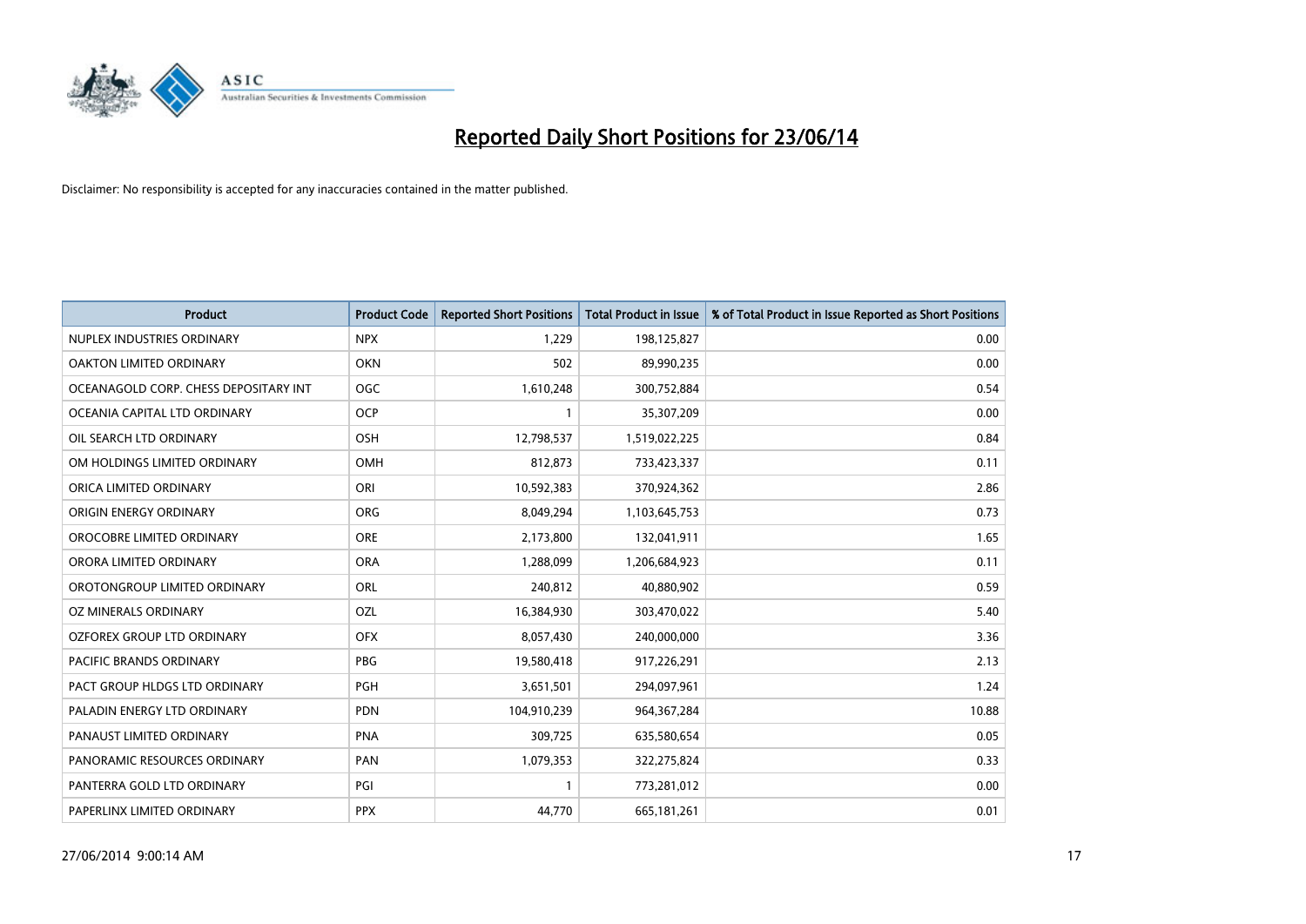# Reported Daily Short Positions for 23/06/14

Disclaimer: No responsibility is accepted for any inaccuracies contained in the matter published.

| Product | Product Code | Reported Short Positions | Total Product in Issue | % of Total Product in Issue Reported as Short Positions |
|---|---|---|---|---|
| NUPLEX INDUSTRIES ORDINARY | NPX | 1,229 | 198,125,827 | 0.00 |
| OAKTON LIMITED ORDINARY | OKN | 502 | 89,990,235 | 0.00 |
| OCEANAGOLD CORP. CHESS DEPOSITARY INT | OGC | 1,610,248 | 300,752,884 | 0.54 |
| OCEANIA CAPITAL LTD ORDINARY | OCP | 1 | 35,307,209 | 0.00 |
| OIL SEARCH LTD ORDINARY | OSH | 12,798,537 | 1,519,022,225 | 0.84 |
| OM HOLDINGS LIMITED ORDINARY | OMH | 812,873 | 733,423,337 | 0.11 |
| ORICA LIMITED ORDINARY | ORI | 10,592,383 | 370,924,362 | 2.86 |
| ORIGIN ENERGY ORDINARY | ORG | 8,049,294 | 1,103,645,753 | 0.73 |
| OROCOBRE LIMITED ORDINARY | ORE | 2,173,800 | 132,041,911 | 1.65 |
| ORORA LIMITED ORDINARY | ORA | 1,288,099 | 1,206,684,923 | 0.11 |
| OROTONGROUP LIMITED ORDINARY | ORL | 240,812 | 40,880,902 | 0.59 |
| OZ MINERALS ORDINARY | OZL | 16,384,930 | 303,470,022 | 5.40 |
| OZFOREX GROUP LTD ORDINARY | OFX | 8,057,430 | 240,000,000 | 3.36 |
| PACIFIC BRANDS ORDINARY | PBG | 19,580,418 | 917,226,291 | 2.13 |
| PACT GROUP HLDGS LTD ORDINARY | PGH | 3,651,501 | 294,097,961 | 1.24 |
| PALADIN ENERGY LTD ORDINARY | PDN | 104,910,239 | 964,367,284 | 10.88 |
| PANAUST LIMITED ORDINARY | PNA | 309,725 | 635,580,654 | 0.05 |
| PANORAMIC RESOURCES ORDINARY | PAN | 1,079,353 | 322,275,824 | 0.33 |
| PANTERRA GOLD LTD ORDINARY | PGI | 1 | 773,281,012 | 0.00 |
| PAPERLINX LIMITED ORDINARY | PPX | 44,770 | 665,181,261 | 0.01 |

27/06/2014 9:00:14 AM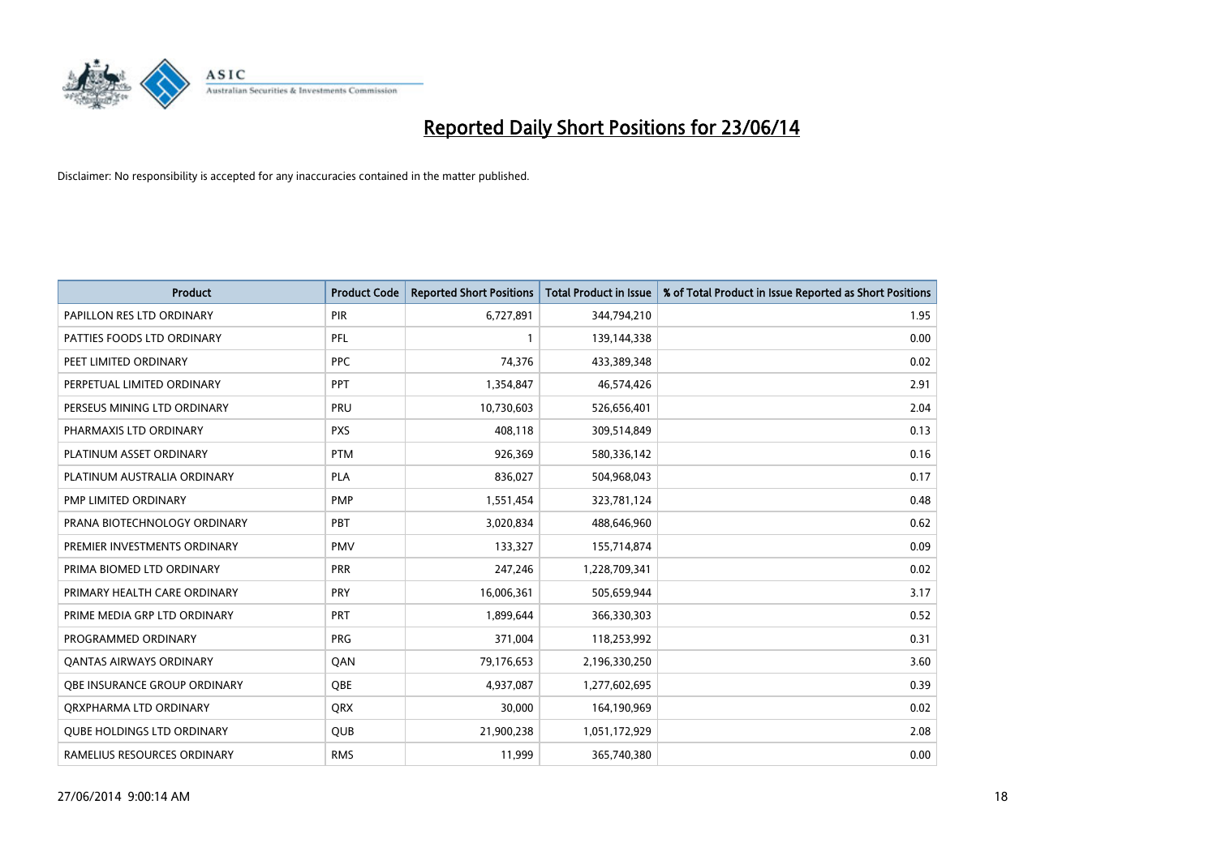# Reported Daily Short Positions for 23/06/14

Disclaimer: No responsibility is accepted for any inaccuracies contained in the matter published.

| Product | Product Code | Reported Short Positions | Total Product in Issue | % of Total Product in Issue Reported as Short Positions |
|---|---|---|---|---|
| PAPILLON RES LTD ORDINARY | PIR | 6,727,891 | 344,794,210 | 1.95 |
| PATTIES FOODS LTD ORDINARY | PFL | 1 | 139,144,338 | 0.00 |
| PEET LIMITED ORDINARY | PPC | 74,376 | 433,389,348 | 0.02 |
| PERPETUAL LIMITED ORDINARY | PPT | 1,354,847 | 46,574,426 | 2.91 |
| PERSEUS MINING LTD ORDINARY | PRU | 10,730,603 | 526,656,401 | 2.04 |
| PHARMAXIS LTD ORDINARY | PXS | 408,118 | 309,514,849 | 0.13 |
| PLATINUM ASSET ORDINARY | PTM | 926,369 | 580,336,142 | 0.16 |
| PLATINUM AUSTRALIA ORDINARY | PLA | 836,027 | 504,968,043 | 0.17 |
| PMP LIMITED ORDINARY | PMP | 1,551,454 | 323,781,124 | 0.48 |
| PRANA BIOTECHNOLOGY ORDINARY | PBT | 3,020,834 | 488,646,960 | 0.62 |
| PREMIER INVESTMENTS ORDINARY | PMV | 133,327 | 155,714,874 | 0.09 |
| PRIMA BIOMED LTD ORDINARY | PRR | 247,246 | 1,228,709,341 | 0.02 |
| PRIMARY HEALTH CARE ORDINARY | PRY | 16,006,361 | 505,659,944 | 3.17 |
| PRIME MEDIA GRP LTD ORDINARY | PRT | 1,899,644 | 366,330,303 | 0.52 |
| PROGRAMMED ORDINARY | PRG | 371,004 | 118,253,992 | 0.31 |
| QANTAS AIRWAYS ORDINARY | QAN | 79,176,653 | 2,196,330,250 | 3.60 |
| QBE INSURANCE GROUP ORDINARY | QBE | 4,937,087 | 1,277,602,695 | 0.39 |
| QRXPHARMA LTD ORDINARY | QRX | 30,000 | 164,190,969 | 0.02 |
| QUBE HOLDINGS LTD ORDINARY | QUB | 21,900,238 | 1,051,172,929 | 2.08 |
| RAMELIUS RESOURCES ORDINARY | RMS | 11,999 | 365,740,380 | 0.00 |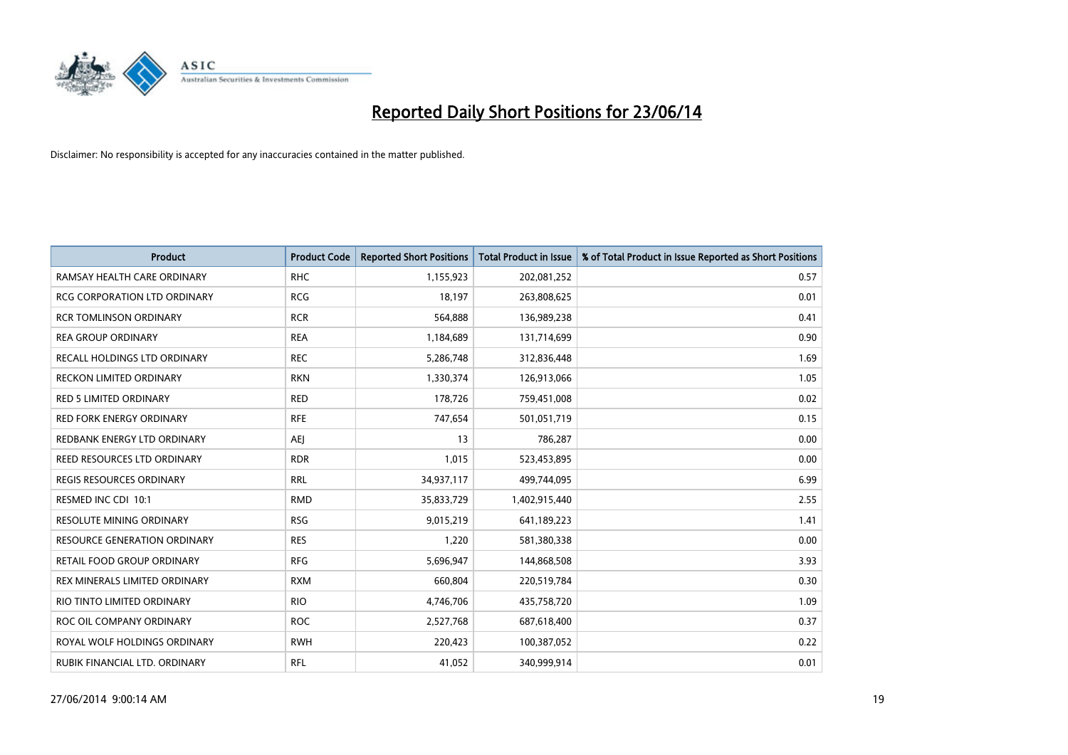# Reported Daily Short Positions for 23/06/14

Disclaimer: No responsibility is accepted for any inaccuracies contained in the matter published.

| Product | Product Code | Reported Short Positions | Total Product in Issue | % of Total Product in Issue Reported as Short Positions |
|---|---|---|---|---|
| RAMSAY HEALTH CARE ORDINARY | RHC | 1,155,923 | 202,081,252 | 0.57 |
| RCG CORPORATION LTD ORDINARY | RCG | 18,197 | 263,808,625 | 0.01 |
| RCR TOMLINSON ORDINARY | RCR | 564,888 | 136,989,238 | 0.41 |
| REA GROUP ORDINARY | REA | 1,184,689 | 131,714,699 | 0.90 |
| RECALL HOLDINGS LTD ORDINARY | REC | 5,286,748 | 312,836,448 | 1.69 |
| RECKON LIMITED ORDINARY | RKN | 1,330,374 | 126,913,066 | 1.05 |
| RED 5 LIMITED ORDINARY | RED | 178,726 | 759,451,008 | 0.02 |
| RED FORK ENERGY ORDINARY | RFE | 747,654 | 501,051,719 | 0.15 |
| REDBANK ENERGY LTD ORDINARY | AEJ | 13 | 786,287 | 0.00 |
| REED RESOURCES LTD ORDINARY | RDR | 1,015 | 523,453,895 | 0.00 |
| REGIS RESOURCES ORDINARY | RRL | 34,937,117 | 499,744,095 | 6.99 |
| RESMED INC CDI 10:1 | RMD | 35,833,729 | 1,402,915,440 | 2.55 |
| RESOLUTE MINING ORDINARY | RSG | 9,015,219 | 641,189,223 | 1.41 |
| RESOURCE GENERATION ORDINARY | RES | 1,220 | 581,380,338 | 0.00 |
| RETAIL FOOD GROUP ORDINARY | RFG | 5,696,947 | 144,868,508 | 3.93 |
| REX MINERALS LIMITED ORDINARY | RXM | 660,804 | 220,519,784 | 0.30 |
| RIO TINTO LIMITED ORDINARY | RIO | 4,746,706 | 435,758,720 | 1.09 |
| ROC OIL COMPANY ORDINARY | ROC | 2,527,768 | 687,618,400 | 0.37 |
| ROYAL WOLF HOLDINGS ORDINARY | RWH | 220,423 | 100,387,052 | 0.22 |
| RUBIK FINANCIAL LTD. ORDINARY | RFL | 41,052 | 340,999,914 | 0.01 |

27/06/2014 9:00:14 AM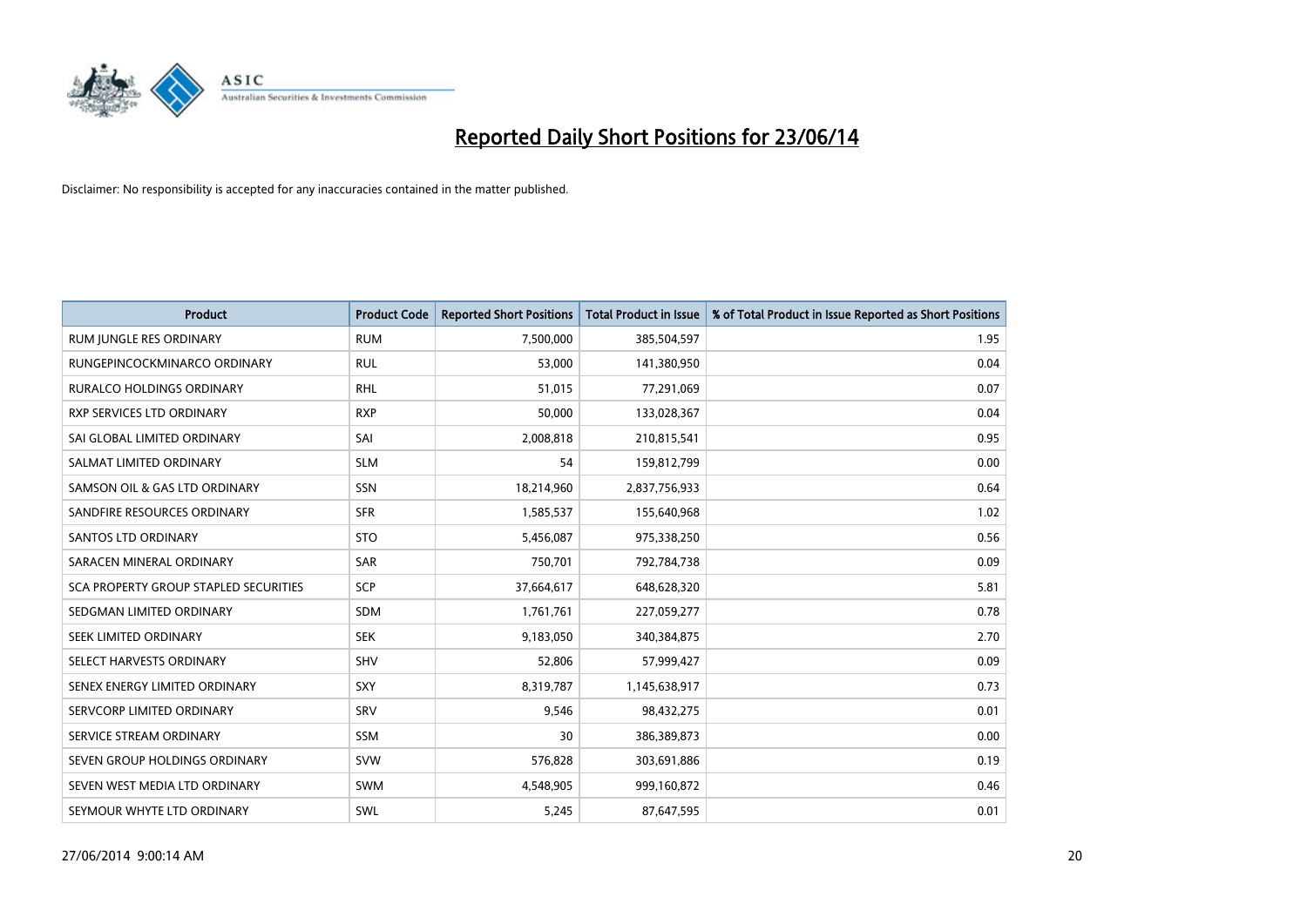# Reported Daily Short Positions for 23/06/14

Disclaimer: No responsibility is accepted for any inaccuracies contained in the matter published.

| Product | Product Code | Reported Short Positions | Total Product in Issue | % of Total Product in Issue Reported as Short Positions |
|---|---|---|---|---|
| RUM JUNGLE RES ORDINARY | RUM | 7,500,000 | 385,504,597 | 1.95 |
| RUNGEPINCOCKMINARCO ORDINARY | RUL | 53,000 | 141,380,950 | 0.04 |
| RURALCO HOLDINGS ORDINARY | RHL | 51,015 | 77,291,069 | 0.07 |
| RXP SERVICES LTD ORDINARY | RXP | 50,000 | 133,028,367 | 0.04 |
| SAI GLOBAL LIMITED ORDINARY | SAI | 2,008,818 | 210,815,541 | 0.95 |
| SALMAT LIMITED ORDINARY | SLM | 54 | 159,812,799 | 0.00 |
| SAMSON OIL & GAS LTD ORDINARY | SSN | 18,214,960 | 2,837,756,933 | 0.64 |
| SANDFIRE RESOURCES ORDINARY | SFR | 1,585,537 | 155,640,968 | 1.02 |
| SANTOS LTD ORDINARY | STO | 5,456,087 | 975,338,250 | 0.56 |
| SARACEN MINERAL ORDINARY | SAR | 750,701 | 792,784,738 | 0.09 |
| SCA PROPERTY GROUP STAPLED SECURITIES | SCP | 37,664,617 | 648,628,320 | 5.81 |
| SEDGMAN LIMITED ORDINARY | SDM | 1,761,761 | 227,059,277 | 0.78 |
| SEEK LIMITED ORDINARY | SEK | 9,183,050 | 340,384,875 | 2.70 |
| SELECT HARVESTS ORDINARY | SHV | 52,806 | 57,999,427 | 0.09 |
| SENEX ENERGY LIMITED ORDINARY | SXY | 8,319,787 | 1,145,638,917 | 0.73 |
| SERVCORP LIMITED ORDINARY | SRV | 9,546 | 98,432,275 | 0.01 |
| SERVICE STREAM ORDINARY | SSM | 30 | 386,389,873 | 0.00 |
| SEVEN GROUP HOLDINGS ORDINARY | SVW | 576,828 | 303,691,886 | 0.19 |
| SEVEN WEST MEDIA LTD ORDINARY | SWM | 4,548,905 | 999,160,872 | 0.46 |
| SEYMOUR WHYTE LTD ORDINARY | SWL | 5,245 | 87,647,595 | 0.01 |

27/06/2014 9:00:14 AM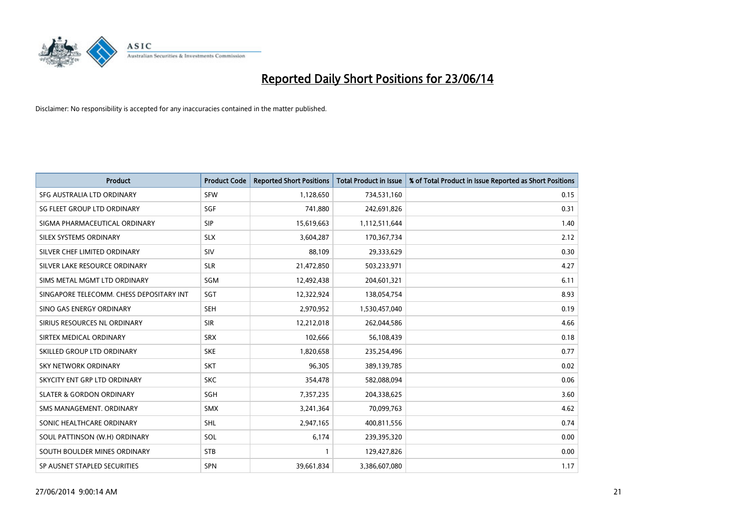# Reported Daily Short Positions for 23/06/14

Disclaimer: No responsibility is accepted for any inaccuracies contained in the matter published.

| Product | Product Code | Reported Short Positions | Total Product in Issue | % of Total Product in Issue Reported as Short Positions |
|---|---|---|---|---|
| SFG AUSTRALIA LTD ORDINARY | SFW | 1,128,650 | 734,531,160 | 0.15 |
| SG FLEET GROUP LTD ORDINARY | SGF | 741,880 | 242,691,826 | 0.31 |
| SIGMA PHARMACEUTICAL ORDINARY | SIP | 15,619,663 | 1,112,511,644 | 1.40 |
| SILEX SYSTEMS ORDINARY | SLX | 3,604,287 | 170,367,734 | 2.12 |
| SILVER CHEF LIMITED ORDINARY | SIV | 88,109 | 29,333,629 | 0.30 |
| SILVER LAKE RESOURCE ORDINARY | SLR | 21,472,850 | 503,233,971 | 4.27 |
| SIMS METAL MGMT LTD ORDINARY | SGM | 12,492,438 | 204,601,321 | 6.11 |
| SINGAPORE TELECOMM. CHESS DEPOSITARY INT | SGT | 12,322,924 | 138,054,754 | 8.93 |
| SINO GAS ENERGY ORDINARY | SEH | 2,970,952 | 1,530,457,040 | 0.19 |
| SIRIUS RESOURCES NL ORDINARY | SIR | 12,212,018 | 262,044,586 | 4.66 |
| SIRTEX MEDICAL ORDINARY | SRX | 102,666 | 56,108,439 | 0.18 |
| SKILLED GROUP LTD ORDINARY | SKE | 1,820,658 | 235,254,496 | 0.77 |
| SKY NETWORK ORDINARY | SKT | 96,305 | 389,139,785 | 0.02 |
| SKYCITY ENT GRP LTD ORDINARY | SKC | 354,478 | 582,088,094 | 0.06 |
| SLATER & GORDON ORDINARY | SGH | 7,357,235 | 204,338,625 | 3.60 |
| SMS MANAGEMENT. ORDINARY | SMX | 3,241,364 | 70,099,763 | 4.62 |
| SONIC HEALTHCARE ORDINARY | SHL | 2,947,165 | 400,811,556 | 0.74 |
| SOUL PATTINSON (W.H) ORDINARY | SOL | 6,174 | 239,395,320 | 0.00 |
| SOUTH BOULDER MINES ORDINARY | STB | 1 | 129,427,826 | 0.00 |
| SP AUSNET STAPLED SECURITIES | SPN | 39,661,834 | 3,386,607,080 | 1.17 |

27/06/2014 9:00:14 AM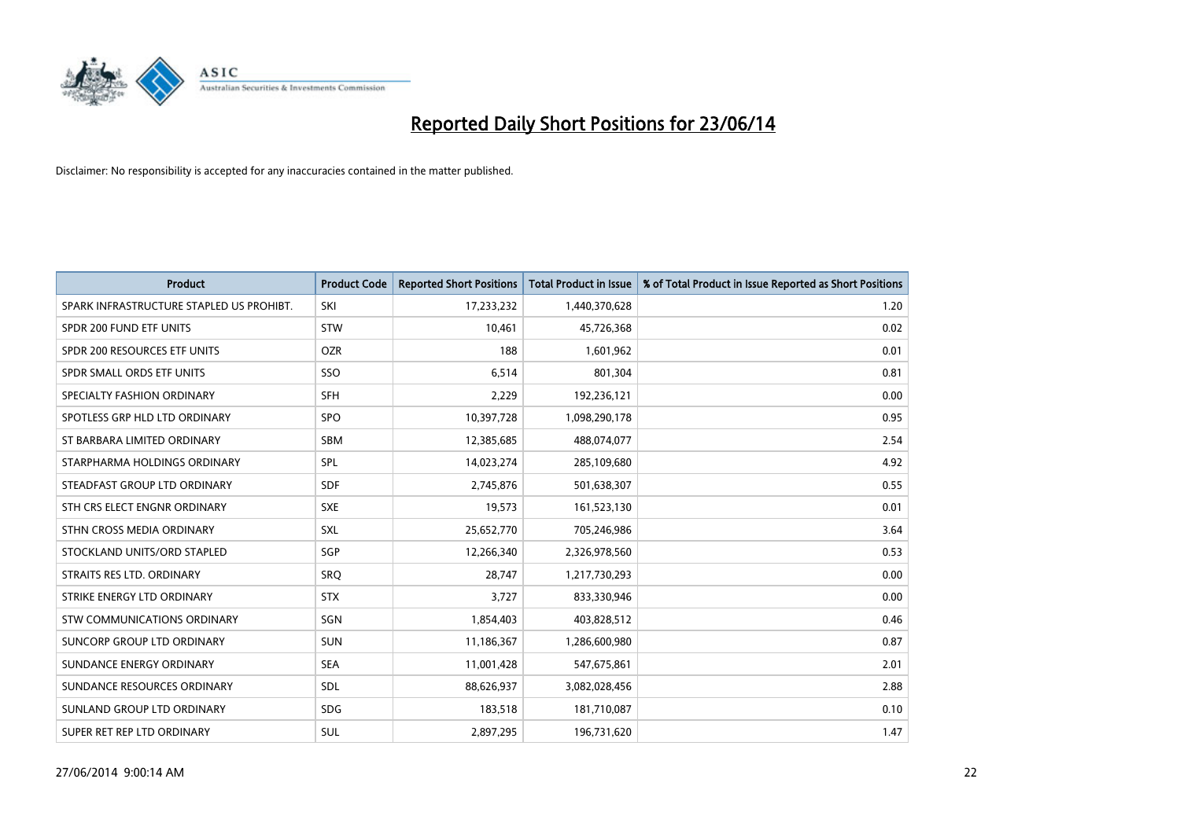# Reported Daily Short Positions for 23/06/14

Disclaimer: No responsibility is accepted for any inaccuracies contained in the matter published.

| Product | Product Code | Reported Short Positions | Total Product in Issue | % of Total Product in Issue Reported as Short Positions |
|---|---|---|---|---|
| SPARK INFRASTRUCTURE STAPLED US PROHIBT. | SKI | 17,233,232 | 1,440,370,628 | 1.20 |
| SPDR 200 FUND ETF UNITS | STW | 10,461 | 45,726,368 | 0.02 |
| SPDR 200 RESOURCES ETF UNITS | OZR | 188 | 1,601,962 | 0.01 |
| SPDR SMALL ORDS ETF UNITS | SSO | 6,514 | 801,304 | 0.81 |
| SPECIALTY FASHION ORDINARY | SFH | 2,229 | 192,236,121 | 0.00 |
| SPOTLESS GRP HLD LTD ORDINARY | SPO | 10,397,728 | 1,098,290,178 | 0.95 |
| ST BARBARA LIMITED ORDINARY | SBM | 12,385,685 | 488,074,077 | 2.54 |
| STARPHARMA HOLDINGS ORDINARY | SPL | 14,023,274 | 285,109,680 | 4.92 |
| STEADFAST GROUP LTD ORDINARY | SDF | 2,745,876 | 501,638,307 | 0.55 |
| STH CRS ELECT ENGNR ORDINARY | SXE | 19,573 | 161,523,130 | 0.01 |
| STHN CROSS MEDIA ORDINARY | SXL | 25,652,770 | 705,246,986 | 3.64 |
| STOCKLAND UNITS/ORD STAPLED | SGP | 12,266,340 | 2,326,978,560 | 0.53 |
| STRAITS RES LTD. ORDINARY | SRQ | 28,747 | 1,217,730,293 | 0.00 |
| STRIKE ENERGY LTD ORDINARY | STX | 3,727 | 833,330,946 | 0.00 |
| STW COMMUNICATIONS ORDINARY | SGN | 1,854,403 | 403,828,512 | 0.46 |
| SUNCORP GROUP LTD ORDINARY | SUN | 11,186,367 | 1,286,600,980 | 0.87 |
| SUNDANCE ENERGY ORDINARY | SEA | 11,001,428 | 547,675,861 | 2.01 |
| SUNDANCE RESOURCES ORDINARY | SDL | 88,626,937 | 3,082,028,456 | 2.88 |
| SUNLAND GROUP LTD ORDINARY | SDG | 183,518 | 181,710,087 | 0.10 |
| SUPER RET REP LTD ORDINARY | SUL | 2,897,295 | 196,731,620 | 1.47 |

27/06/2014 9:00:14 AM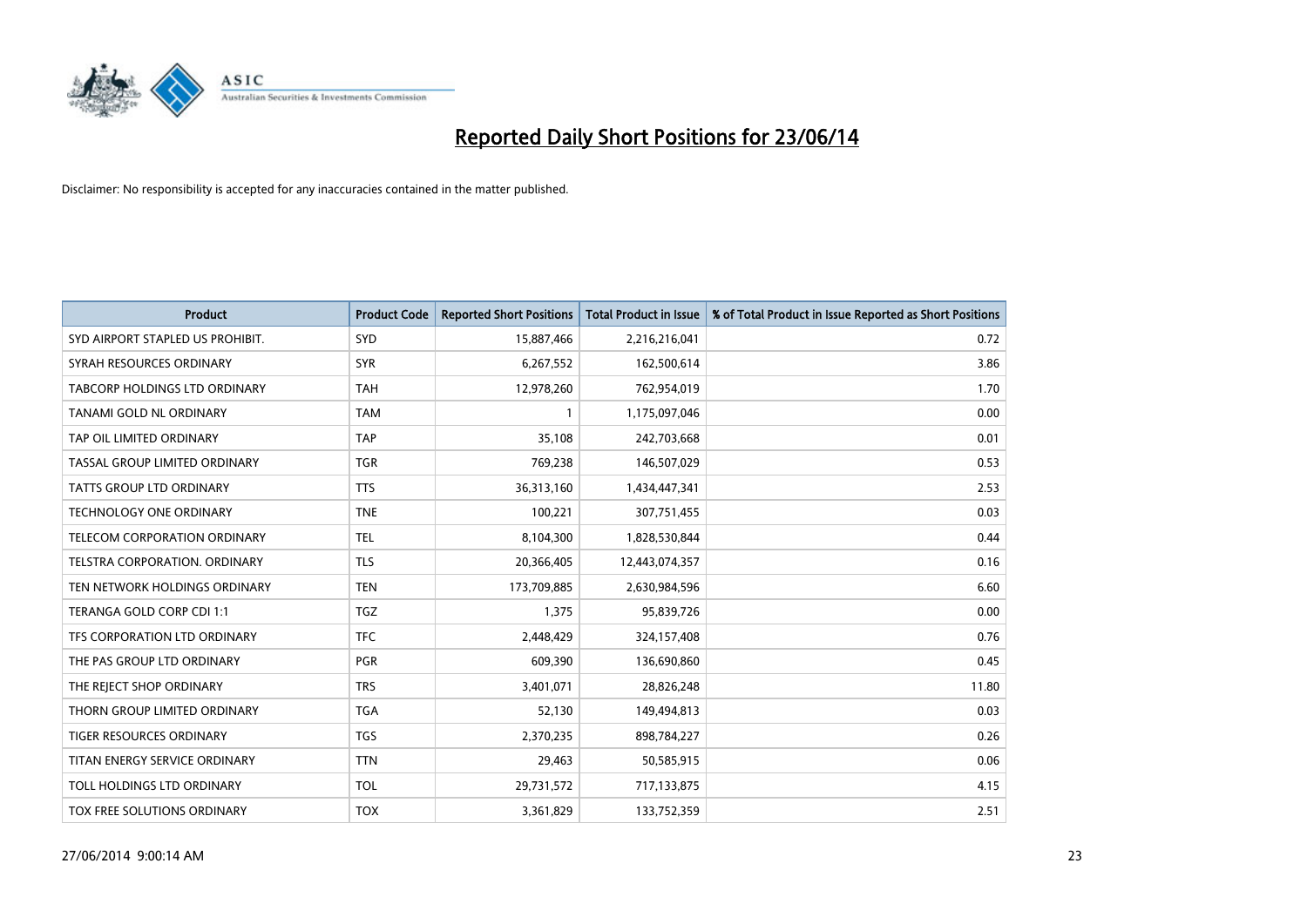# Reported Daily Short Positions for 23/06/14

Disclaimer: No responsibility is accepted for any inaccuracies contained in the matter published.

| Product | Product Code | Reported Short Positions | Total Product in Issue | % of Total Product in Issue Reported as Short Positions |
|---|---|---|---|---|
| SYD AIRPORT STAPLED US PROHIBIT. | SYD | 15,887,466 | 2,216,216,041 | 0.72 |
| SYRAH RESOURCES ORDINARY | SYR | 6,267,552 | 162,500,614 | 3.86 |
| TABCORP HOLDINGS LTD ORDINARY | TAH | 12,978,260 | 762,954,019 | 1.70 |
| TANAMI GOLD NL ORDINARY | TAM | 1 | 1,175,097,046 | 0.00 |
| TAP OIL LIMITED ORDINARY | TAP | 35,108 | 242,703,668 | 0.01 |
| TASSAL GROUP LIMITED ORDINARY | TGR | 769,238 | 146,507,029 | 0.53 |
| TATTS GROUP LTD ORDINARY | TTS | 36,313,160 | 1,434,447,341 | 2.53 |
| TECHNOLOGY ONE ORDINARY | TNE | 100,221 | 307,751,455 | 0.03 |
| TELECOM CORPORATION ORDINARY | TEL | 8,104,300 | 1,828,530,844 | 0.44 |
| TELSTRA CORPORATION. ORDINARY | TLS | 20,366,405 | 12,443,074,357 | 0.16 |
| TEN NETWORK HOLDINGS ORDINARY | TEN | 173,709,885 | 2,630,984,596 | 6.60 |
| TERANGA GOLD CORP CDI 1:1 | TGZ | 1,375 | 95,839,726 | 0.00 |
| TFS CORPORATION LTD ORDINARY | TFC | 2,448,429 | 324,157,408 | 0.76 |
| THE PAS GROUP LTD ORDINARY | PGR | 609,390 | 136,690,860 | 0.45 |
| THE REJECT SHOP ORDINARY | TRS | 3,401,071 | 28,826,248 | 11.80 |
| THORN GROUP LIMITED ORDINARY | TGA | 52,130 | 149,494,813 | 0.03 |
| TIGER RESOURCES ORDINARY | TGS | 2,370,235 | 898,784,227 | 0.26 |
| TITAN ENERGY SERVICE ORDINARY | TTN | 29,463 | 50,585,915 | 0.06 |
| TOLL HOLDINGS LTD ORDINARY | TOL | 29,731,572 | 717,133,875 | 4.15 |
| TOX FREE SOLUTIONS ORDINARY | TOX | 3,361,829 | 133,752,359 | 2.51 |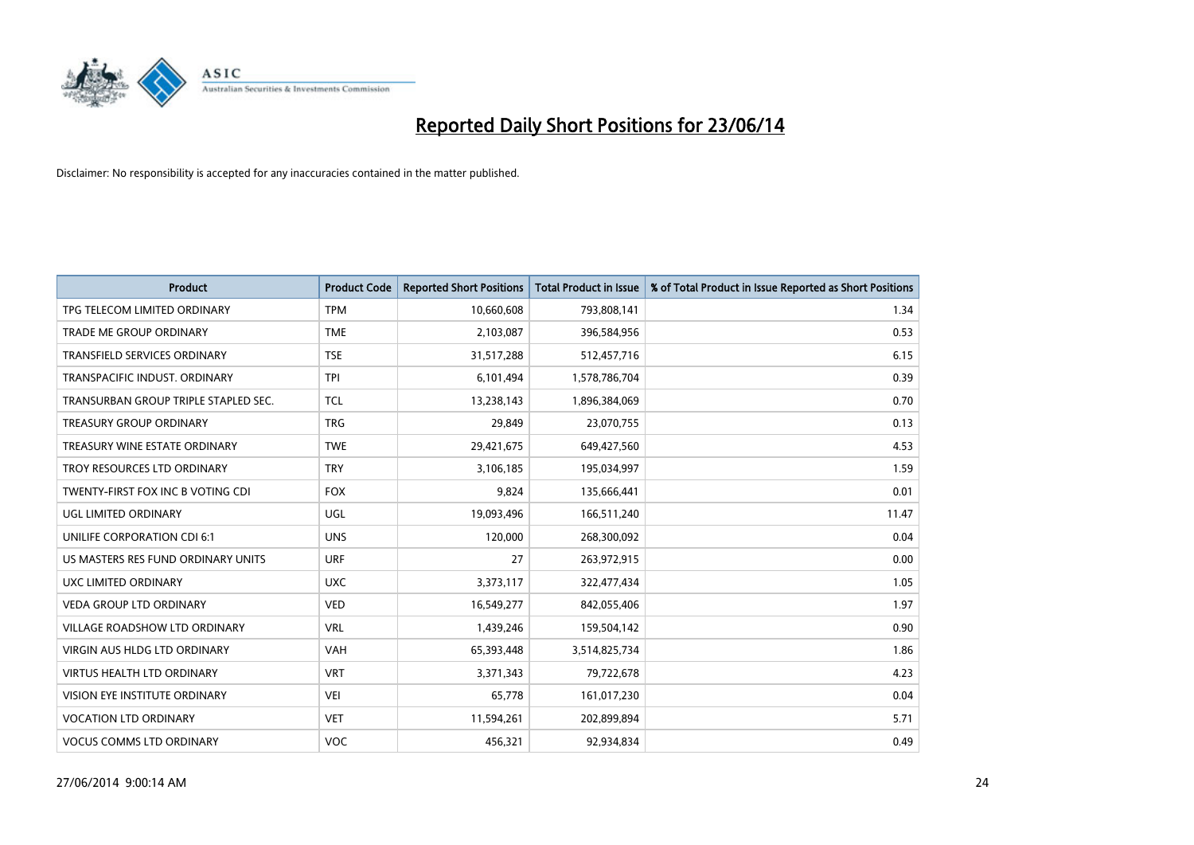# Reported Daily Short Positions for 23/06/14

Disclaimer: No responsibility is accepted for any inaccuracies contained in the matter published.

| Product | Product Code | Reported Short Positions | Total Product in Issue | % of Total Product in Issue Reported as Short Positions |
|---|---|---|---|---|
| TPG TELECOM LIMITED ORDINARY | TPM | 10,660,608 | 793,808,141 | 1.34 |
| TRADE ME GROUP ORDINARY | TME | 2,103,087 | 396,584,956 | 0.53 |
| TRANSFIELD SERVICES ORDINARY | TSE | 31,517,288 | 512,457,716 | 6.15 |
| TRANSPACIFIC INDUST. ORDINARY | TPI | 6,101,494 | 1,578,786,704 | 0.39 |
| TRANSURBAN GROUP TRIPLE STAPLED SEC. | TCL | 13,238,143 | 1,896,384,069 | 0.70 |
| TREASURY GROUP ORDINARY | TRG | 29,849 | 23,070,755 | 0.13 |
| TREASURY WINE ESTATE ORDINARY | TWE | 29,421,675 | 649,427,560 | 4.53 |
| TROY RESOURCES LTD ORDINARY | TRY | 3,106,185 | 195,034,997 | 1.59 |
| TWENTY-FIRST FOX INC B VOTING CDI | FOX | 9,824 | 135,666,441 | 0.01 |
| UGL LIMITED ORDINARY | UGL | 19,093,496 | 166,511,240 | 11.47 |
| UNILIFE CORPORATION CDI 6:1 | UNS | 120,000 | 268,300,092 | 0.04 |
| US MASTERS RES FUND ORDINARY UNITS | URF | 27 | 263,972,915 | 0.00 |
| UXC LIMITED ORDINARY | UXC | 3,373,117 | 322,477,434 | 1.05 |
| VEDA GROUP LTD ORDINARY | VED | 16,549,277 | 842,055,406 | 1.97 |
| VILLAGE ROADSHOW LTD ORDINARY | VRL | 1,439,246 | 159,504,142 | 0.90 |
| VIRGIN AUS HLDG LTD ORDINARY | VAH | 65,393,448 | 3,514,825,734 | 1.86 |
| VIRTUS HEALTH LTD ORDINARY | VRT | 3,371,343 | 79,722,678 | 4.23 |
| VISION EYE INSTITUTE ORDINARY | VEI | 65,778 | 161,017,230 | 0.04 |
| VOCATION LTD ORDINARY | VET | 11,594,261 | 202,899,894 | 5.71 |
| VOCUS COMMS LTD ORDINARY | VOC | 456,321 | 92,934,834 | 0.49 |

27/06/2014 9:00:14 AM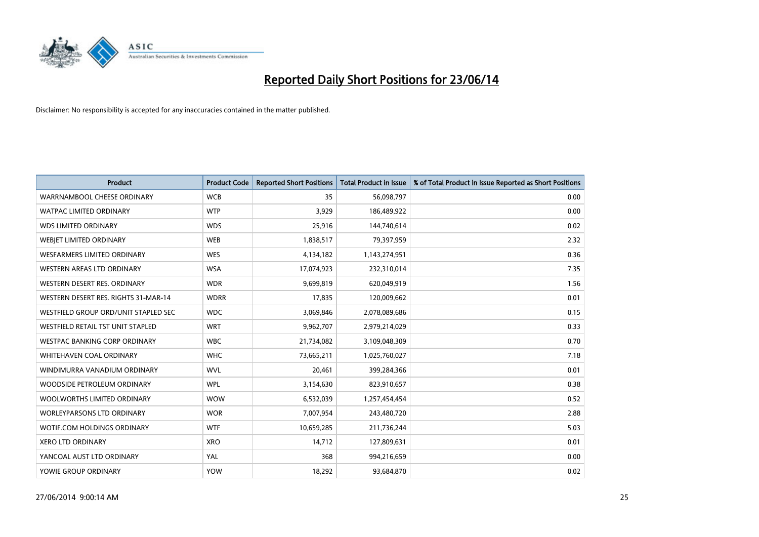# Reported Daily Short Positions for 23/06/14

Disclaimer: No responsibility is accepted for any inaccuracies contained in the matter published.

| Product | Product Code | Reported Short Positions | Total Product in Issue | % of Total Product in Issue Reported as Short Positions |
|---|---|---|---|---|
| WARRNAMBOOL CHEESE ORDINARY | WCB | 35 | 56,098,797 | 0.00 |
| WATPAC LIMITED ORDINARY | WTP | 3,929 | 186,489,922 | 0.00 |
| WDS LIMITED ORDINARY | WDS | 25,916 | 144,740,614 | 0.02 |
| WEBJET LIMITED ORDINARY | WEB | 1,838,517 | 79,397,959 | 2.32 |
| WESFARMERS LIMITED ORDINARY | WES | 4,134,182 | 1,143,274,951 | 0.36 |
| WESTERN AREAS LTD ORDINARY | WSA | 17,074,923 | 232,310,014 | 7.35 |
| WESTERN DESERT RES. ORDINARY | WDR | 9,699,819 | 620,049,919 | 1.56 |
| WESTERN DESERT RES. RIGHTS 31-MAR-14 | WDRR | 17,835 | 120,009,662 | 0.01 |
| WESTFIELD GROUP ORD/UNIT STAPLED SEC | WDC | 3,069,846 | 2,078,089,686 | 0.15 |
| WESTFIELD RETAIL TST UNIT STAPLED | WRT | 9,962,707 | 2,979,214,029 | 0.33 |
| WESTPAC BANKING CORP ORDINARY | WBC | 21,734,082 | 3,109,048,309 | 0.70 |
| WHITEHAVEN COAL ORDINARY | WHC | 73,665,211 | 1,025,760,027 | 7.18 |
| WINDIMURRA VANADIUM ORDINARY | WVL | 20,461 | 399,284,366 | 0.01 |
| WOODSIDE PETROLEUM ORDINARY | WPL | 3,154,630 | 823,910,657 | 0.38 |
| WOOLWORTHS LIMITED ORDINARY | WOW | 6,532,039 | 1,257,454,454 | 0.52 |
| WORLEYPARSONS LTD ORDINARY | WOR | 7,007,954 | 243,480,720 | 2.88 |
| WOTIF.COM HOLDINGS ORDINARY | WTF | 10,659,285 | 211,736,244 | 5.03 |
| XERO LTD ORDINARY | XRO | 14,712 | 127,809,631 | 0.01 |
| YANCOAL AUST LTD ORDINARY | YAL | 368 | 994,216,659 | 0.00 |
| YOWIE GROUP ORDINARY | YOW | 18,292 | 93,684,870 | 0.02 |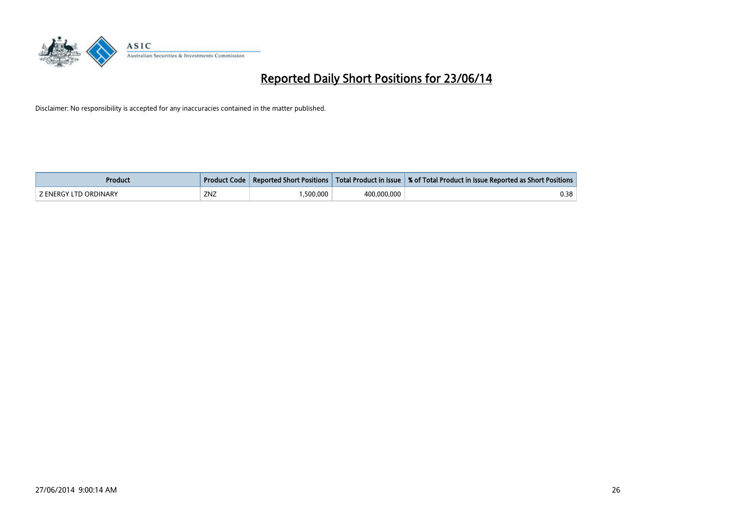# Reported Daily Short Positions for 23/06/14

Disclaimer: No responsibility is accepted for any inaccuracies contained in the matter published.

| Product | Product Code | Reported Short Positions | Total Product in Issue | % of Total Product in Issue Reported as Short Positions |
|---|---|---|---|---|
| Z ENERGY LTD ORDINARY | ZNZ | 1,500,000 | 400,000,000 | 0.38 |

27/06/2014 9:00:14 AM